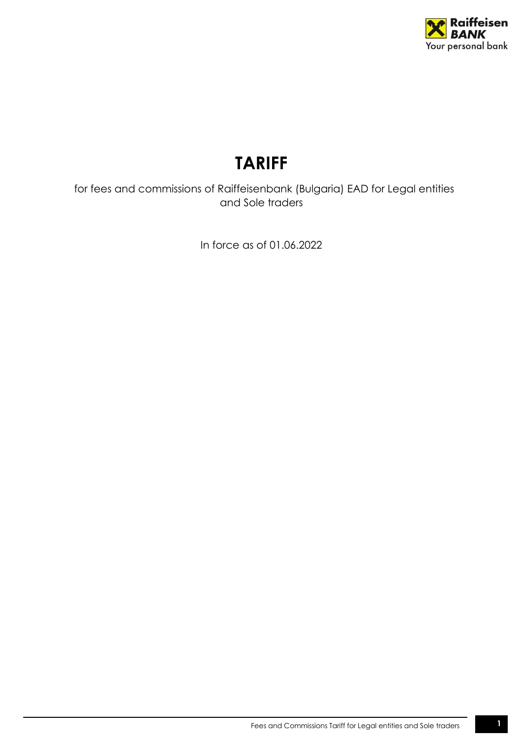# TARIFF

for fees and commissions of Raiffeisenbank (Bulgaria) EAD for Legal entities and Sole traders

In force as of 01.06.2022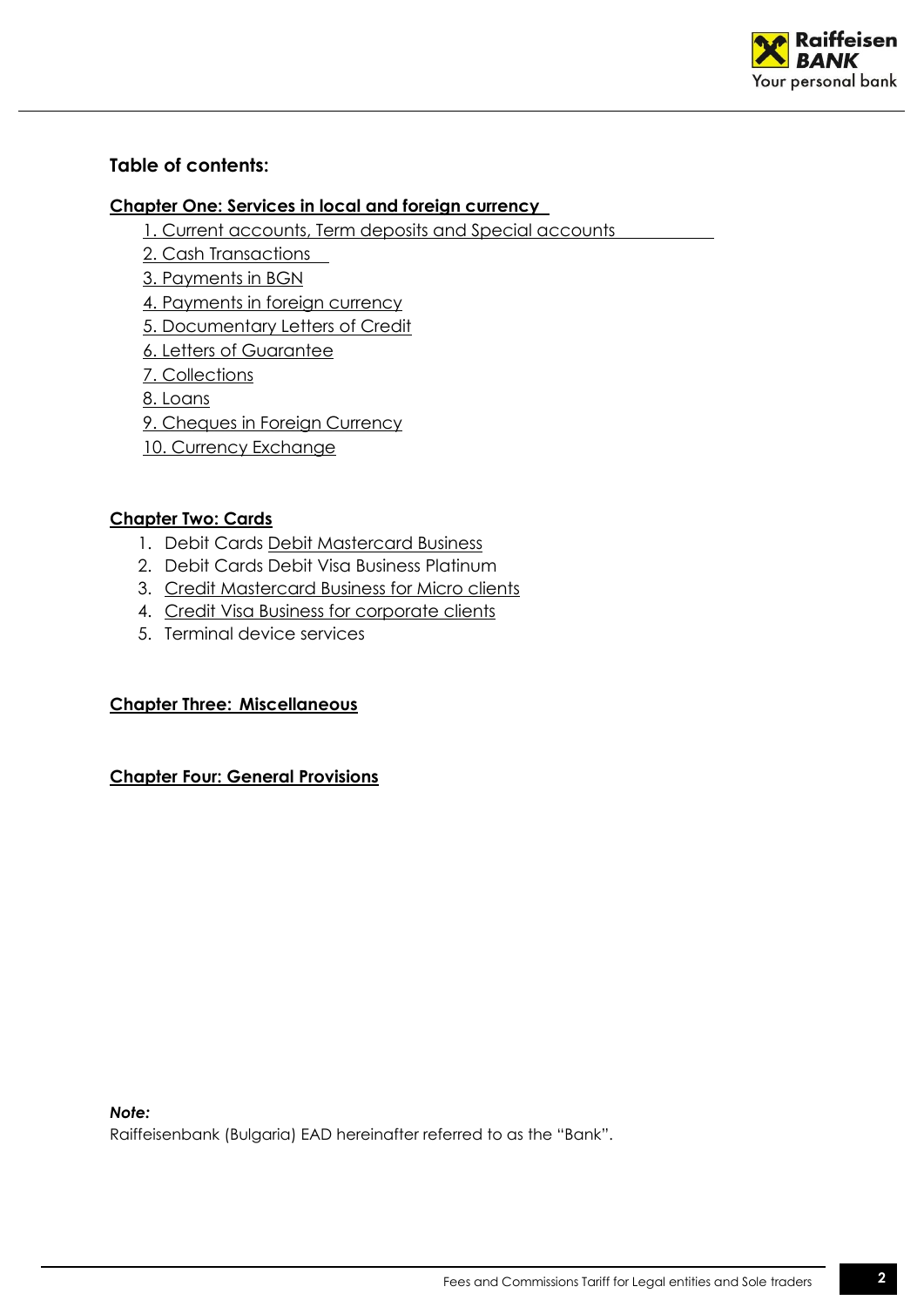## Table of contents:

**Chapter One: Services in local and foreign currency**

1. Current accounts, Term deposits and Special accounts
2. Cash Transactions
3. Payments in BGN
4. Payments in foreign currency
5. Documentary Letters of Credit
6. Letters of Guarantee
7. Collections
8. Loans
9. Cheques in Foreign Currency
10. Currency Exchange

**Chapter Two: Cards**

1. Debit Cards Debit Mastercard Business
2. Debit Cards Debit Visa Business Platinum
3. Credit Mastercard Business for Micro clients
4. Credit Visa Business for corporate clients
5. Terminal device services

**Chapter Three: Miscellaneous**

**Chapter Four: General Provisions**

***Note:***
Raiffeisenbank (Bulgaria) EAD hereinafter referred to as the "Bank".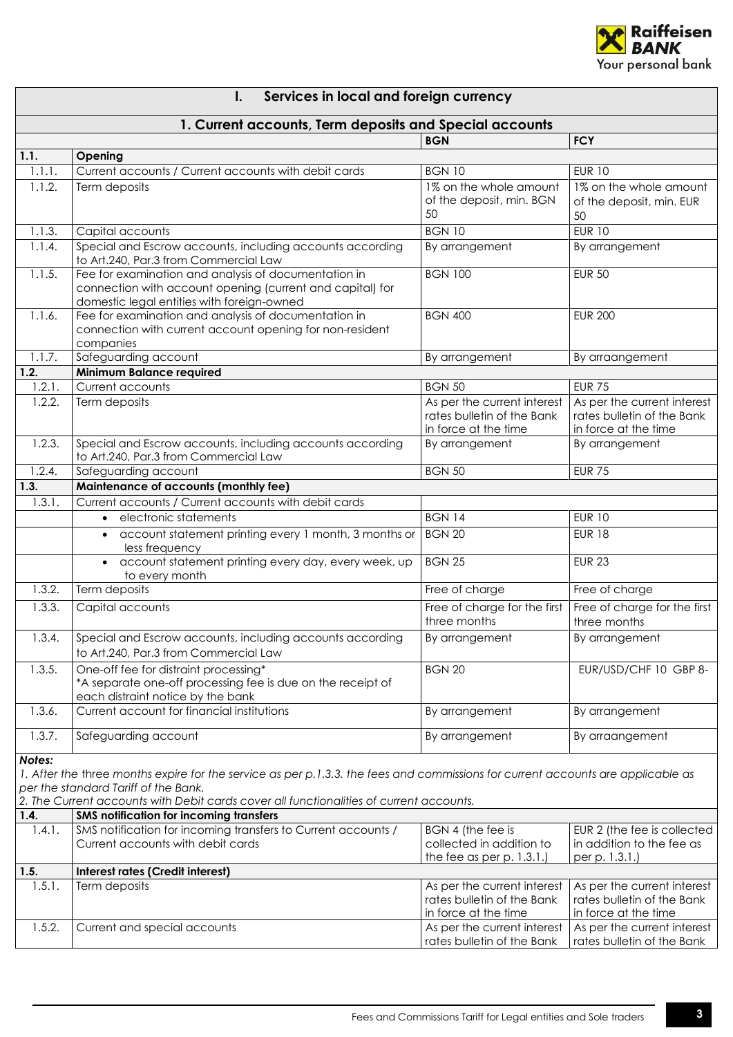# I. Services in local and foreign currency

## 1. Current accounts, Term deposits and Special accounts

| | | BGN | FCY |
|---|---|---|---|
| **1.1.** | **Opening** | | |
| 1.1.1. | Current accounts / Current accounts with debit cards | BGN 10 | EUR 10 |
| 1.1.2. | Term deposits | 1% on the whole amount of the deposit, min. BGN 50 | 1% on the whole amount of the deposit, min. EUR 50 |
| 1.1.3. | Capital accounts | BGN 10 | EUR 10 |
| 1.1.4. | Special and Escrow accounts, including accounts according to Art.240, Par.3 from Commercial Law | By arrangement | By arrangement |
| 1.1.5. | Fee for examination and analysis of documentation in connection with account opening (current and capital) for domestic legal entities with foreign-owned | BGN 100 | EUR 50 |
| 1.1.6. | Fee for examination and analysis of documentation in connection with current account opening for non-resident companies | BGN 400 | EUR 200 |
| 1.1.7. | Safeguarding account | By arrangement | By arraangement |
| **1.2.** | **Minimum Balance required** | | |
| 1.2.1. | Current accounts | BGN 50 | EUR 75 |
| 1.2.2. | Term deposits | As per the current interest rates bulletin of the Bank in force at the time | As per the current interest rates bulletin of the Bank in force at the time |
| 1.2.3. | Special and Escrow accounts, including accounts according to Art.240, Par.3 from Commercial Law | By arrangement | By arrangement |
| 1.2.4. | Safeguarding account | BGN 50 | EUR 75 |
| **1.3.** | **Maintenance of accounts (monthly fee)** | | |
| 1.3.1. | Current accounts / Current accounts with debit cards | | |
| | • electronic statements | BGN 14 | EUR 10 |
| | • account statement printing every 1 month, 3 months or less frequency | BGN 20 | EUR 18 |
| | • account statement printing every day, every week, up to every month | BGN 25 | EUR 23 |
| 1.3.2. | Term deposits | Free of charge | Free of charge |
| 1.3.3. | Capital accounts | Free of charge for the first three months | Free of charge for the first three months |
| 1.3.4. | Special and Escrow accounts, including accounts according to Art.240, Par.3 from Commercial Law | By arrangement | By arrangement |
| 1.3.5. | One-off fee for distraint processing* <br> *A separate one-off processing fee is due on the receipt of each distraint notice by the bank | BGN 20 | EUR/USD/CHF 10 GBP 8- |
| 1.3.6. | Current account for financial institutions | By arrangement | By arrangement |
| 1.3.7. | Safeguarding account | By arrangement | By arraangement |

***Notes:***

*1. After the three months expire for the service as per p.1.3.3. the fees and commissions for current accounts are applicable as per the standard Tariff of the Bank.*

*2. The Current accounts with Debit cards cover all functionalities of current accounts.*

| | | BGN | FCY |
|---|---|---|---|
| **1.4.** | **SMS notification for incoming transfers** | | |
| 1.4.1. | SMS notification for incoming transfers to Current accounts / Current accounts with debit cards | BGN 4 (the fee is collected in addition to the fee as per p. 1.3.1.) | EUR 2 (the fee is collected in addition to the fee as per p. 1.3.1.) |
| **1.5.** | **Interest rates (Credit interest)** | | |
| 1.5.1. | Term deposits | As per the current interest rates bulletin of the Bank in force at the time | As per the current interest rates bulletin of the Bank in force at the time |
| 1.5.2. | Current and special accounts | As per the current interest rates bulletin of the Bank | As per the current interest rates bulletin of the Bank |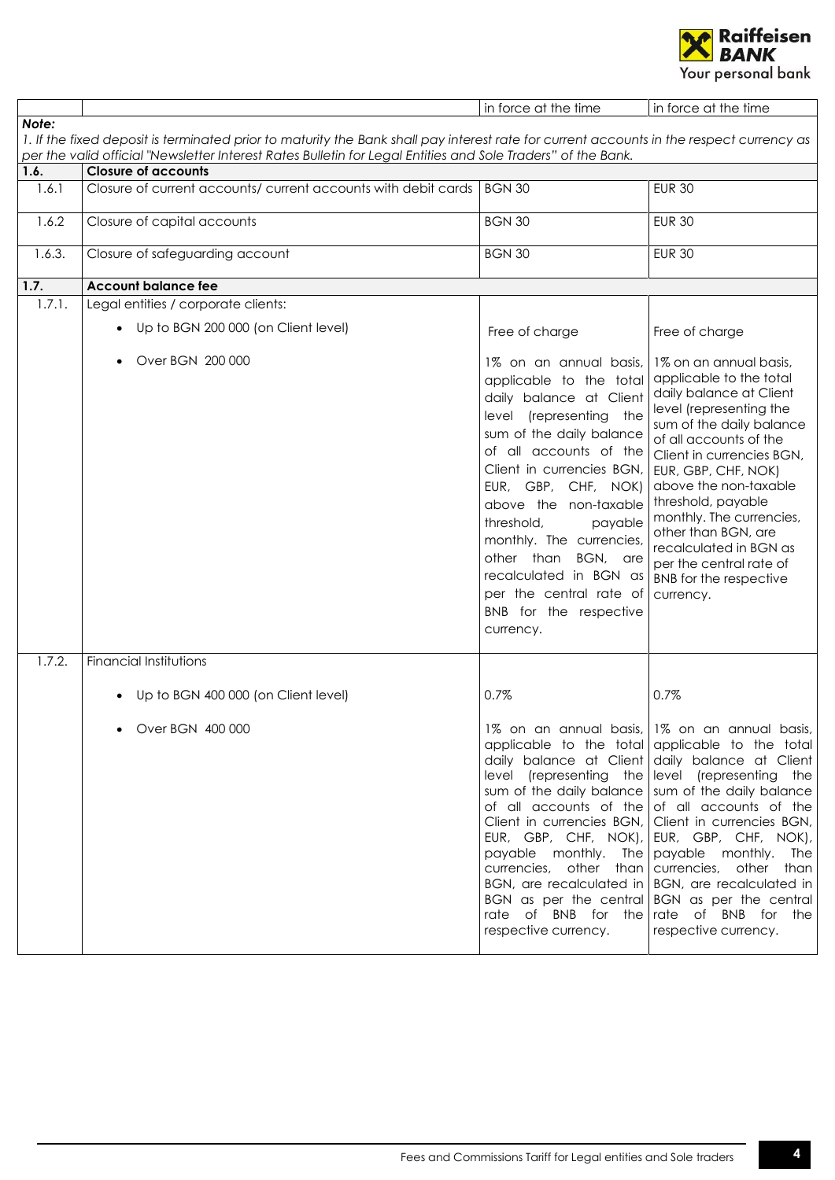| | | | |
|---|---|---|---|
| | | in force at the time | in force at the time |

***Note:***

*1. If the fixed deposit is terminated prior to maturity the Bank shall pay interest rate for current accounts in the respect currency as per the valid official "Newsletter Interest Rates Bulletin for Legal Entities and Sole Traders" of the Bank.*

| | | | |
|---|---|---|---|
| **1.6.** | **Closure of accounts** | | |
| 1.6.1 | Closure of current accounts/ current accounts with debit cards | BGN 30 | EUR 30 |
| 1.6.2 | Closure of capital accounts | BGN 30 | EUR 30 |
| 1.6.3. | Closure of safeguarding account | BGN 30 | EUR 30 |
| **1.7.** | **Account balance fee** | | |
| 1.7.1. | Legal entities / corporate clients:<br>• Up to BGN 200 000 (on Client level) | Free of charge | Free of charge |
| | • Over BGN 200 000 | 1% on an annual basis, applicable to the total daily balance at Client level (representing the sum of the daily balance of all accounts of the Client in currencies BGN, EUR, GBP, CHF, NOK) above the non-taxable threshold, payable monthly. The currencies, other than BGN, are recalculated in BGN as per the central rate of BNB for the respective currency. | 1% on an annual basis, applicable to the total daily balance at Client level (representing the sum of the daily balance of all accounts of the Client in currencies BGN, EUR, GBP, CHF, NOK) above the non-taxable threshold, payable monthly. The currencies, other than BGN, are recalculated in BGN as per the central rate of BNB for the respective currency. |
| 1.7.2. | Financial Institutions<br>• Up to BGN 400 000 (on Client level) | 0.7% | 0.7% |
| | • Over BGN 400 000 | 1% on an annual basis, applicable to the total daily balance at Client level (representing the sum of the daily balance of all accounts of the Client in currencies BGN, EUR, GBP, CHF, NOK), payable monthly. The currencies, other than BGN, are recalculated in BGN as per the central rate of BNB for the respective currency. | 1% on an annual basis, applicable to the total daily balance at Client level (representing the sum of the daily balance of all accounts of the Client in currencies BGN, EUR, GBP, CHF, NOK), payable monthly. The currencies, other than BGN, are recalculated in BGN as per the central rate of BNB for the respective currency. |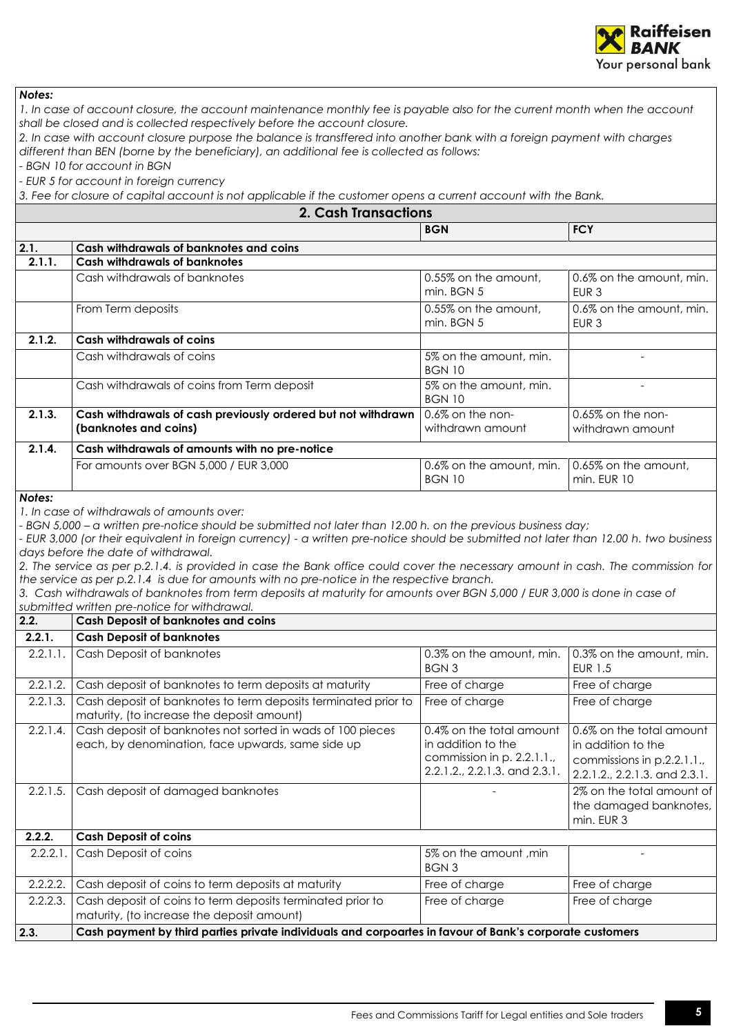**Notes:**

*1. In case of account closure, the account maintenance monthly fee is payable also for the current month when the account shall be closed and is collected respectively before the account closure.*

*2. In case with account closure purpose the balance is transffered into another bank with a foreign payment with charges different than BEN (borne by the beneficiary), an additional fee is collected as follows:*

*- BGN 10 for account in BGN*

*- EUR 5 for account in foreign currency*

*3. Fee for closure of capital account is not applicable if the customer opens a current account with the Bank.*

## 2. Cash Transactions

| | | BGN | FCY |
|---|---|---|---|
| **2.1.** | **Cash withdrawals of banknotes and coins** | | |
| **2.1.1.** | **Cash withdrawals of banknotes** | | |
| | Cash withdrawals of banknotes | 0.55% on the amount, min. BGN 5 | 0.6% on the amount, min. EUR 3 |
| | From Term deposits | 0.55% on the amount, min. BGN 5 | 0.6% on the amount, min. EUR 3 |
| **2.1.2.** | **Cash withdrawals of coins** | | |
| | Cash withdrawals of coins | 5% on the amount, min. BGN 10 | - |
| | Cash withdrawals of coins from Term deposit | 5% on the amount, min. BGN 10 | - |
| **2.1.3.** | **Cash withdrawals of cash previously ordered but not withdrawn (banknotes and coins)** | 0.6% on the non-withdrawn amount | 0.65% on the non-withdrawn amount |
| **2.1.4.** | **Cash withdrawals of amounts with no pre-notice** | | |
| | For amounts over BGN 5,000 / EUR 3,000 | 0.6% on the amount, min. BGN 10 | 0.65% on the amount, min. EUR 10 |

**Notes:**

*1. In case of withdrawals of amounts over:*

*- BGN 5,000 – a written pre-notice should be submitted not later than 12.00 h. on the previous business day;*

*- EUR 3,000 (or their equivalent in foreign currency) - a written pre-notice should be submitted not later than 12.00 h. two business days before the date of withdrawal.*

*2. The service as per p.2.1.4. is provided in case the Bank office could cover the necessary amount in cash. The commission for the service as per p.2.1.4 is due for amounts with no pre-notice in the respective branch.*

*3. Cash withdrawals of banknotes from term deposits at maturity for amounts over BGN 5,000 / EUR 3,000 is done in case of submitted written pre-notice for withdrawal.*

| | | BGN | FCY |
|---|---|---|---|
| **2.2.** | **Cash Deposit of banknotes and coins** | | |
| **2.2.1.** | **Cash Deposit of banknotes** | | |
| 2.2.1.1. | Cash Deposit of banknotes | 0.3% on the amount, min. BGN 3 | 0.3% on the amount, min. EUR 1.5 |
| 2.2.1.2. | Cash deposit of banknotes to term deposits at maturity | Free of charge | Free of charge |
| 2.2.1.3. | Cash deposit of banknotes to term deposits terminated prior to maturity, (to increase the deposit amount) | Free of charge | Free of charge |
| 2.2.1.4. | Cash deposit of banknotes not sorted in wads of 100 pieces each, by denomination, face upwards, same side up | 0.4% on the total amount in addition to the commission in p. 2.2.1.1., 2.2.1.2., 2.2.1.3. and 2.3.1. | 0.6% on the total amount in addition to the commissions in p.2.2.1.1., 2.2.1.2., 2.2.1.3. and 2.3.1. |
| 2.2.1.5. | Cash deposit of damaged banknotes | - | 2% on the total amount of the damaged banknotes, min. EUR 3 |
| **2.2.2.** | **Cash Deposit of coins** | | |
| 2.2.2.1. | Cash Deposit of coins | 5% on the amount ,min BGN 3 | - |
| 2.2.2.2. | Cash deposit of coins to term deposits at maturity | Free of charge | Free of charge |
| 2.2.2.3. | Cash deposit of coins to term deposits terminated prior to maturity, (to increase the deposit amount) | Free of charge | Free of charge |
| **2.3.** | **Cash payment by third parties private individuals and corpoartes in favour of Bank's corporate customers** | | |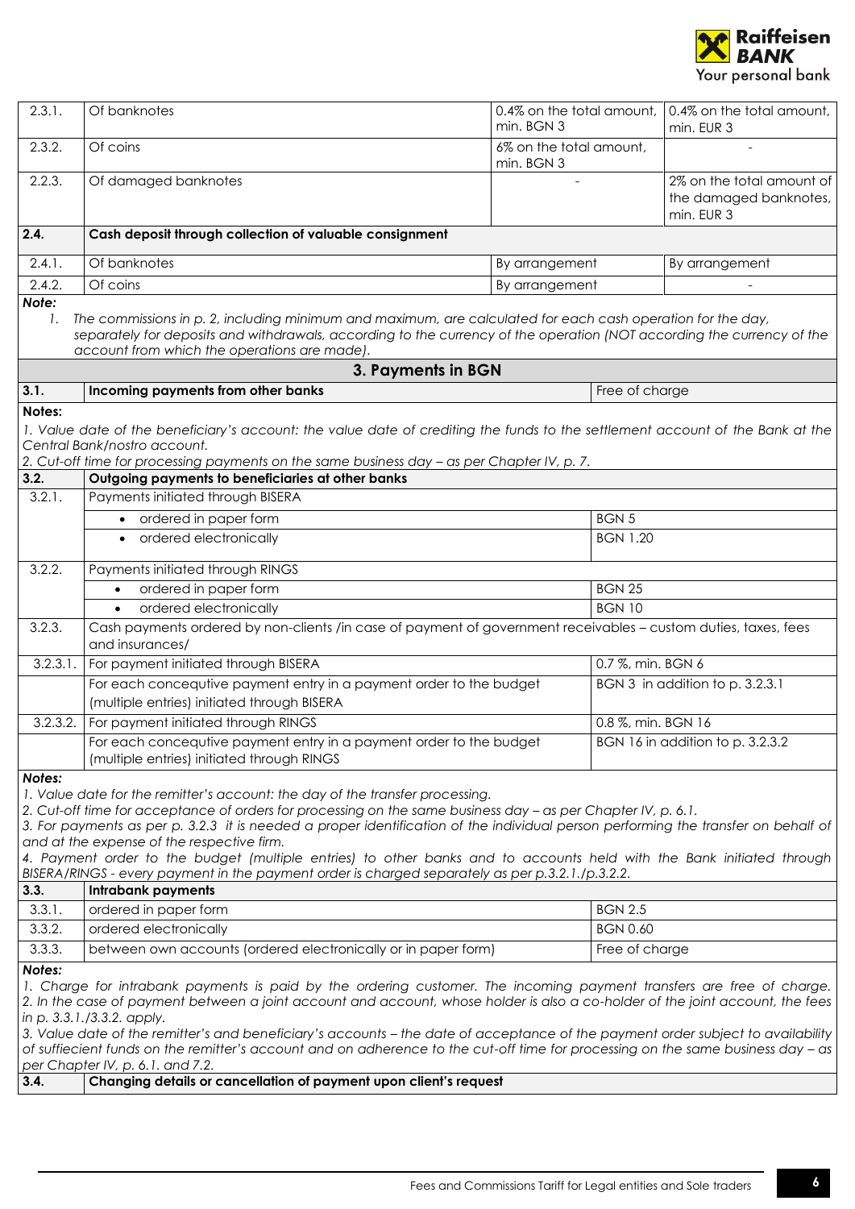| | | | |
|---|---|---|---|
| 2.3.1. | Of banknotes | 0.4% on the total amount, min. BGN 3 | 0.4% on the total amount, min. EUR 3 |
| 2.3.2. | Of coins | 6% on the total amount, min. BGN 3 | - |
| 2.2.3. | Of damaged banknotes | - | 2% on the total amount of the damaged banknotes, min. EUR 3 |
| **2.4.** | **Cash deposit through collection of valuable consignment** | | |
| 2.4.1. | Of banknotes | By arrangement | By arrangement |
| 2.4.2. | Of coins | By arrangement | - |

***Note:***

*1. The commissions in p. 2, including minimum and maximum, are calculated for each cash operation for the day, separately for deposits and withdrawals, according to the currency of the operation (NOT according the currency of the account from which the operations are made).*

## 3. Payments in BGN

| | | |
|---|---|---|
| **3.1.** | **Incoming payments from other banks** | Free of charge |

**Notes:**

*1. Value date of the beneficiary's account: the value date of crediting the funds to the settlement account of the Bank at the Central Bank/nostro account.*
*2. Cut-off time for processing payments on the same business day – as per Chapter IV, p. 7.*

| | | |
|---|---|---|
| **3.2.** | **Outgoing payments to beneficiaries at other banks** | |
| 3.2.1. | Payments initiated through BISERA | |
| | • ordered in paper form | BGN 5 |
| | • ordered electronically | BGN 1.20 |
| 3.2.2. | Payments initiated through RINGS | |
| | • ordered in paper form | BGN 25 |
| | • ordered electronically | BGN 10 |
| 3.2.3. | Cash payments ordered by non-clients /in case of payment of government receivables – custom duties, taxes, fees and insurances/ | |
| 3.2.3.1. | For payment initiated through BISERA | 0.7 %, min. BGN 6 |
| | For each concequtive payment entry in a payment order to the budget (multiple entries) initiated through BISERA | BGN 3 in addition to p. 3.2.3.1 |
| 3.2.3.2. | For payment initiated through RINGS | 0.8 %, min. BGN 16 |
| | For each concequtive payment entry in a payment order to the budget (multiple entries) initiated through RINGS | BGN 16 in addition to p. 3.2.3.2 |

***Notes:***

*1. Value date for the remitter's account: the day of the transfer processing.*
*2. Cut-off time for acceptance of orders for processing on the same business day – as per Chapter IV, p. 6.1.*
*3. For payments as per p. 3.2.3 it is needed a proper identification of the individual person performing the transfer on behalf of and at the expense of the respective firm.*
*4. Payment order to the budget (multiple entries) to other banks and to accounts held with the Bank initiated through BISERA/RINGS - every payment in the payment order is charged separately as per p.3.2.1./p.3.2.2.*

| | | |
|---|---|---|
| **3.3.** | **Intrabank payments** | |
| 3.3.1. | ordered in paper form | BGN 2.5 |
| 3.3.2. | ordered electronically | BGN 0.60 |
| 3.3.3. | between own accounts (ordered electronically or in paper form) | Free of charge |

***Notes:***

*1. Charge for intrabank payments is paid by the ordering customer. The incoming payment transfers are free of charge.*
*2. In the case of payment between a joint account and account, whose holder is also a co-holder of the joint account, the fees in p. 3.3.1./3.3.2. apply.*
*3. Value date of the remitter's and beneficiary's accounts – the date of acceptance of the payment order subject to availability of suffiecient funds on the remitter's account and on adherence to the cut-off time for processing on the same business day – as per Chapter IV, p. 6.1. and 7.2.*

| | |
|---|---|
| **3.4.** | **Changing details or cancellation of payment upon client's request** |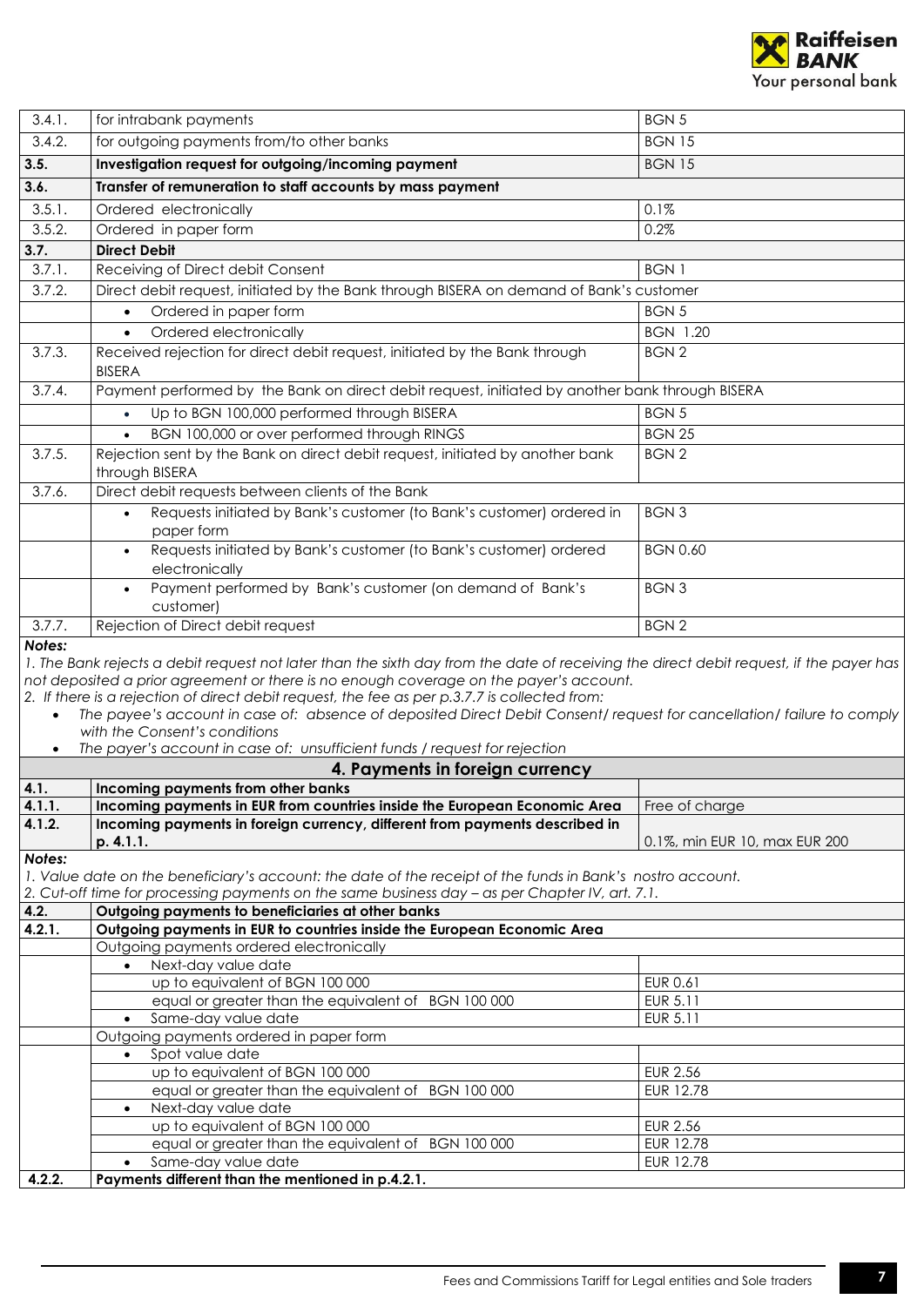| | | |
|---|---|---|
| 3.4.1. | for intrabank payments | BGN 5 |
| 3.4.2. | for outgoing payments from/to other banks | BGN 15 |
| **3.5.** | **Investigation request for outgoing/incoming payment** | BGN 15 |
| **3.6.** | **Transfer of remuneration to staff accounts by mass payment** | |
| 3.5.1. | Ordered electronically | 0.1% |
| 3.5.2. | Ordered in paper form | 0.2% |
| **3.7.** | **Direct Debit** | |
| 3.7.1. | Receiving of Direct debit Consent | BGN 1 |
| 3.7.2. | Direct debit request, initiated by the Bank through BISERA on demand of Bank's customer | |
| | • Ordered in paper form | BGN 5 |
| | • Ordered electronically | BGN 1.20 |
| 3.7.3. | Received rejection for direct debit request, initiated by the Bank through BISERA | BGN 2 |
| 3.7.4. | Payment performed by the Bank on direct debit request, initiated by another bank through BISERA | |
| | • Up to BGN 100,000 performed through BISERA | BGN 5 |
| | • BGN 100,000 or over performed through RINGS | BGN 25 |
| 3.7.5. | Rejection sent by the Bank on direct debit request, initiated by another bank through BISERA | BGN 2 |
| 3.7.6. | Direct debit requests between clients of the Bank | |
| | • Requests initiated by Bank's customer (to Bank's customer) ordered in paper form | BGN 3 |
| | • Requests initiated by Bank's customer (to Bank's customer) ordered electronically | BGN 0.60 |
| | • Payment performed by Bank's customer (on demand of Bank's customer) | BGN 3 |
| 3.7.7. | Rejection of Direct debit request | BGN 2 |

***Notes:***

*1. The Bank rejects a debit request not later than the sixth day from the date of receiving the direct debit request, if the payer has not deposited a prior agreement or there is no enough coverage on the payer's account.*

*2. If there is a rejection of direct debit request, the fee as per p.3.7.7 is collected from:*

- *The payee's account in case of: absence of deposited Direct Debit Consent/ request for cancellation/ failure to comply with the Consent's conditions*
- *The payer's account in case of: unsufficient funds / request for rejection*

## 4. Payments in foreign currency

| | | |
|---|---|---|
| **4.1.** | **Incoming payments from other banks** | |
| **4.1.1.** | **Incoming payments in EUR from countries inside the European Economic Area** | Free of charge |
| **4.1.2.** | **Incoming payments in foreign currency, different from payments described in p. 4.1.1.** | 0.1%, min EUR 10, max EUR 200 |

***Notes:***

*1. Value date on the beneficiary's account: the date of the receipt of the funds in Bank's nostro account.*

*2. Cut-off time for processing payments on the same business day – as per Chapter IV, art. 7.1.*

| | | |
|---|---|---|
| **4.2.** | **Outgoing payments to beneficiaries at other banks** | |
| **4.2.1.** | **Outgoing payments in EUR to countries inside the European Economic Area** | |
| | Outgoing payments ordered electronically | |
| | • Next-day value date | |
| | up to equivalent of BGN 100 000 | EUR 0.61 |
| | equal or greater than the equivalent of BGN 100 000 | EUR 5.11 |
| | • Same-day value date | EUR 5.11 |
| | Outgoing payments ordered in paper form | |
| | • Spot value date | |
| | up to equivalent of BGN 100 000 | EUR 2.56 |
| | equal or greater than the equivalent of BGN 100 000 | EUR 12.78 |
| | • Next-day value date | |
| | up to equivalent of BGN 100 000 | EUR 2.56 |
| | equal or greater than the equivalent of BGN 100 000 | EUR 12.78 |
| | • Same-day value date | EUR 12.78 |
| **4.2.2.** | **Payments different than the mentioned in p.4.2.1.** | |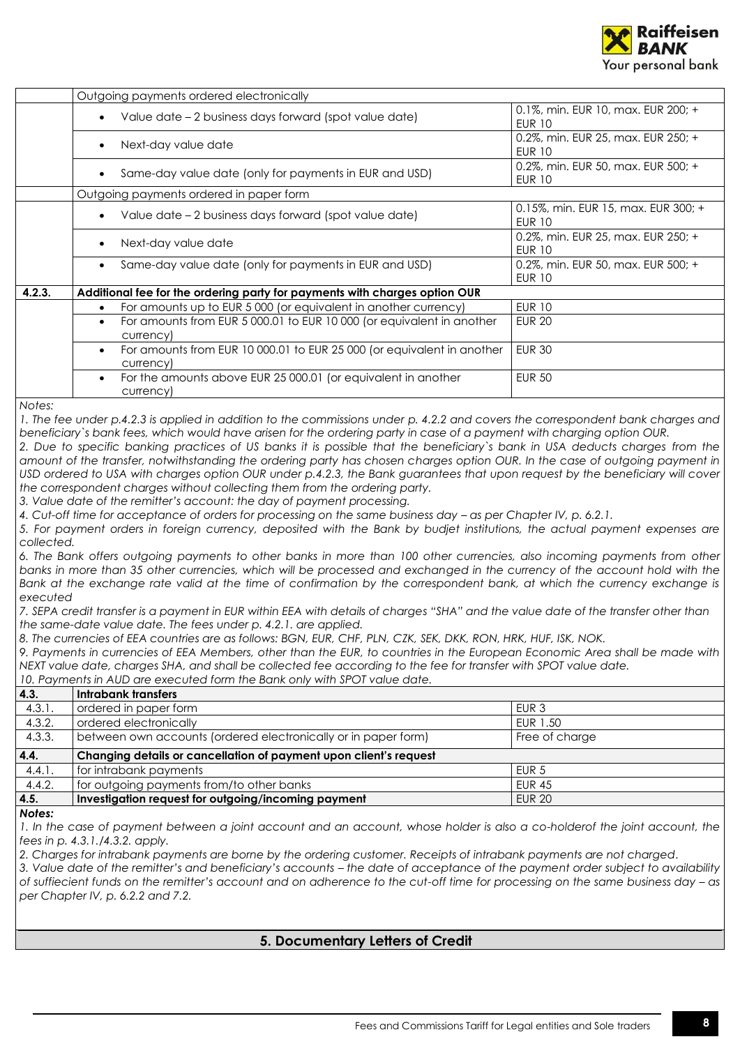| | | |
|---|---|---|
| | Outgoing payments ordered electronically | |
| | • Value date – 2 business days forward (spot value date) | 0.1%, min. EUR 10, max. EUR 200; + EUR 10 |
| | • Next-day value date | 0.2%, min. EUR 25, max. EUR 250; + EUR 10 |
| | • Same-day value date (only for payments in EUR and USD) | 0.2%, min. EUR 50, max. EUR 500; + EUR 10 |
| | Outgoing payments ordered in paper form | |
| | • Value date – 2 business days forward (spot value date) | 0.15%, min. EUR 15, max. EUR 300; + EUR 10 |
| | • Next-day value date | 0.2%, min. EUR 25, max. EUR 250; + EUR 10 |
| | • Same-day value date (only for payments in EUR and USD) | 0.2%, min. EUR 50, max. EUR 500; + EUR 10 |
| **4.2.3.** | **Additional fee for the ordering party for payments with charges option OUR** | |
| | • For amounts up to EUR 5 000 (or equivalent in another currency) | EUR 10 |
| | • For amounts from EUR 5 000.01 to EUR 10 000 (or equivalent in another currency) | EUR 20 |
| | • For amounts from EUR 10 000.01 to EUR 25 000 (or equivalent in another currency) | EUR 30 |
| | • For the amounts above EUR 25 000.01 (or equivalent in another currency) | EUR 50 |

*Notes:*

*1. The fee under p.4.2.3 is applied in addition to the commissions under p. 4.2.2 and covers the correspondent bank charges and beneficiary`s bank fees, which would have arisen for the ordering party in case of a payment with charging option OUR.*

*2. Due to specific banking practices of US banks it is possible that the beneficiary`s bank in USA deducts charges from the amount of the transfer, notwithstanding the ordering party has chosen charges option OUR. In the case of outgoing payment in USD ordered to USA with charges option OUR under p.4.2.3, the Bank guarantees that upon request by the beneficiary will cover the correspondent charges without collecting them from the ordering party.*

*3. Value date of the remitter's account: the day of payment processing.*

*4. Cut-off time for acceptance of orders for processing on the same business day – as per Chapter IV, p. 6.2.1.*

*5. For payment orders in foreign currency, deposited with the Bank by budjet institutions, the actual payment expenses are collected.*

*6. The Bank offers outgoing payments to other banks in more than 100 other currencies, also incoming payments from other banks in more than 35 other currencies, which will be processed and exchanged in the currency of the account hold with the Bank at the exchange rate valid at the time of confirmation by the correspondent bank, at which the currency exchange is executed*

*7. SEPA credit transfer is a payment in EUR within EEA with details of charges "SHA" and the value date of the transfer other than the same-date value date. The fees under p. 4.2.1. are applied.*

*8. The currencies of EEA countries are as follows: BGN, EUR, CHF, PLN, CZK, SEK, DKK, RON, HRK, HUF, ISK, NOK.*

*9. Payments in currencies of EEA Members, other than the EUR, to countries in the European Economic Area shall be made with NEXT value date, charges SHA, and shall be collected fee according to the fee for transfer with SPOT value date.*

*10. Payments in AUD are executed form the Bank only with SPOT value date.*

| **4.3.** | **Intrabank transfers** | |
|---|---|---|
| 4.3.1. | ordered in paper form | EUR 3 |
| 4.3.2. | ordered electronically | EUR 1.50 |
| 4.3.3. | between own accounts (ordered electronically or in paper form) | Free of charge |
| **4.4.** | **Changing details or cancellation of payment upon client's request** | |
| 4.4.1. | for intrabank payments | EUR 5 |
| 4.4.2. | for outgoing payments from/to other banks | EUR 45 |
| **4.5.** | **Investigation request for outgoing/incoming payment** | EUR 20 |

***Notes:***

*1. In the case of payment between a joint account and an account, whose holder is also a co-holderof the joint account, the fees in p. 4.3.1./4.3.2. apply.*

*2. Charges for intrabank payments are borne by the ordering customer. Receipts of intrabank payments are not charged.*

*3. Value date of the remitter's and beneficiary's accounts – the date of acceptance of the payment order subject to availability of suffiecient funds on the remitter's account and on adherence to the cut-off time for processing on the same business day – as per Chapter IV, p. 6.2.2 and 7.2.*

## 5. Documentary Letters of Credit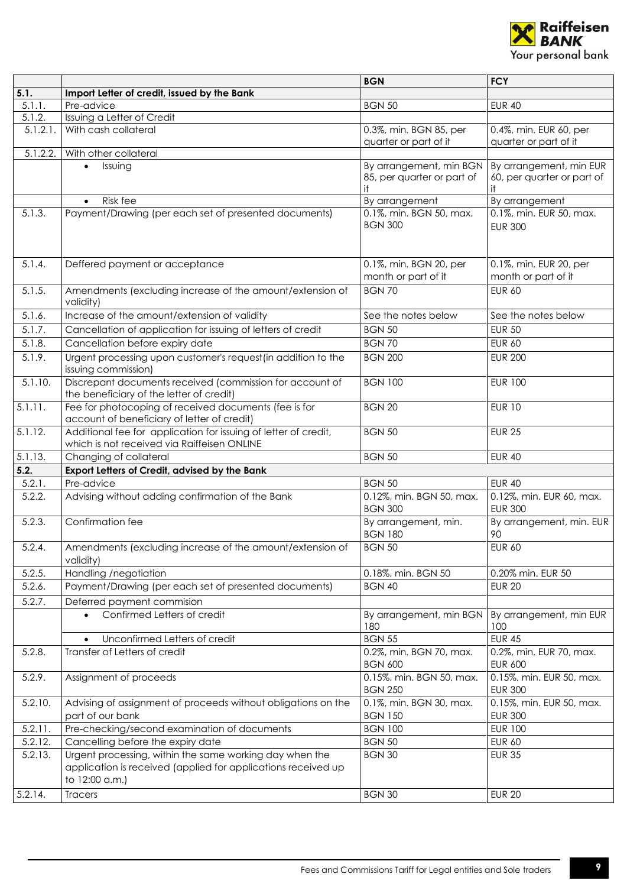| | | BGN | FCY |
|---|---|---|---|
| **5.1.** | **Import Letter of credit, issued by the Bank** | | |
| 5.1.1. | Pre-advice | BGN 50 | EUR 40 |
| 5.1.2. | Issuing a Letter of Credit | | |
| 5.1.2.1. | With cash collateral | 0.3%, min. BGN 85, per quarter or part of it | 0.4%, min. EUR 60, per quarter or part of it |
| 5.1.2.2. | With other collateral | | |
| | • Issuing | By arrangement, min BGN 85, per quarter or part of it | By arrangement, min EUR 60, per quarter or part of it |
| | • Risk fee | By arrangement | By arrangement |
| 5.1.3. | Payment/Drawing (per each set of presented documents) | 0.1%, min. BGN 50, max. BGN 300 | 0.1%, min. EUR 50, max. EUR 300 |
| 5.1.4. | Deffered payment or acceptance | 0.1%, min. BGN 20, per month or part of it | 0.1%, min. EUR 20, per month or part of it |
| 5.1.5. | Amendments (excluding increase of the amount/extension of validity) | BGN 70 | EUR 60 |
| 5.1.6. | Increase of the amount/extension of validity | See the notes below | See the notes below |
| 5.1.7. | Cancellation of application for issuing of letters of credit | BGN 50 | EUR 50 |
| 5.1.8. | Cancellation before expiry date | BGN 70 | EUR 60 |
| 5.1.9. | Urgent processing upon customer's request(in addition to the issuing commission) | BGN 200 | EUR 200 |
| 5.1.10. | Discrepant documents received (commission for account of the beneficiary of the letter of credit) | BGN 100 | EUR 100 |
| 5.1.11. | Fee for photocoping of received documents (fee is for account of beneficiary of letter of credit) | BGN 20 | EUR 10 |
| 5.1.12. | Additional fee for application for issuing of letter of credit, which is not received via Raiffeisen ONLINE | BGN 50 | EUR 25 |
| 5.1.13. | Changing of collateral | BGN 50 | EUR 40 |
| **5.2.** | **Export Letters of Credit, advised by the Bank** | | |
| 5.2.1. | Pre-advice | BGN 50 | EUR 40 |
| 5.2.2. | Advising without adding confirmation of the Bank | 0.12%, min. BGN 50, max. BGN 300 | 0.12%, min. EUR 60, max. EUR 300 |
| 5.2.3. | Confirmation fee | By arrangement, min. BGN 180 | By arrangement, min. EUR 90 |
| 5.2.4. | Amendments (excluding increase of the amount/extension of validity) | BGN 50 | EUR 60 |
| 5.2.5. | Handling /negotiation | 0.18%, min. BGN 50 | 0.20% min. EUR 50 |
| 5.2.6. | Payment/Drawing (per each set of presented documents) | BGN 40 | EUR 20 |
| 5.2.7. | Deferred payment commision | | |
| | • Confirmed Letters of credit | By arrangement, min BGN 180 | By arrangement, min EUR 100 |
| | • Unconfirmed Letters of credit | BGN 55 | EUR 45 |
| 5.2.8. | Transfer of Letters of credit | 0.2%, min. BGN 70, max. BGN 600 | 0.2%, min. EUR 70, max. EUR 600 |
| 5.2.9. | Assignment of proceeds | 0.15%, min. BGN 50, max. BGN 250 | 0.15%, min. EUR 50, max. EUR 300 |
| 5.2.10. | Advising of assignment of proceeds without obligations on the part of our bank | 0.1%, min. BGN 30, max. BGN 150 | 0.15%, min. EUR 50, max. EUR 300 |
| 5.2.11. | Pre-checking/second examination of documents | BGN 100 | EUR 100 |
| 5.2.12. | Cancelling before the expiry date | BGN 50 | EUR 60 |
| 5.2.13. | Urgent processing, within the same working day when the application is received (applied for applications received up to 12:00 a.m.) | BGN 30 | EUR 35 |
| 5.2.14. | Tracers | BGN 30 | EUR 20 |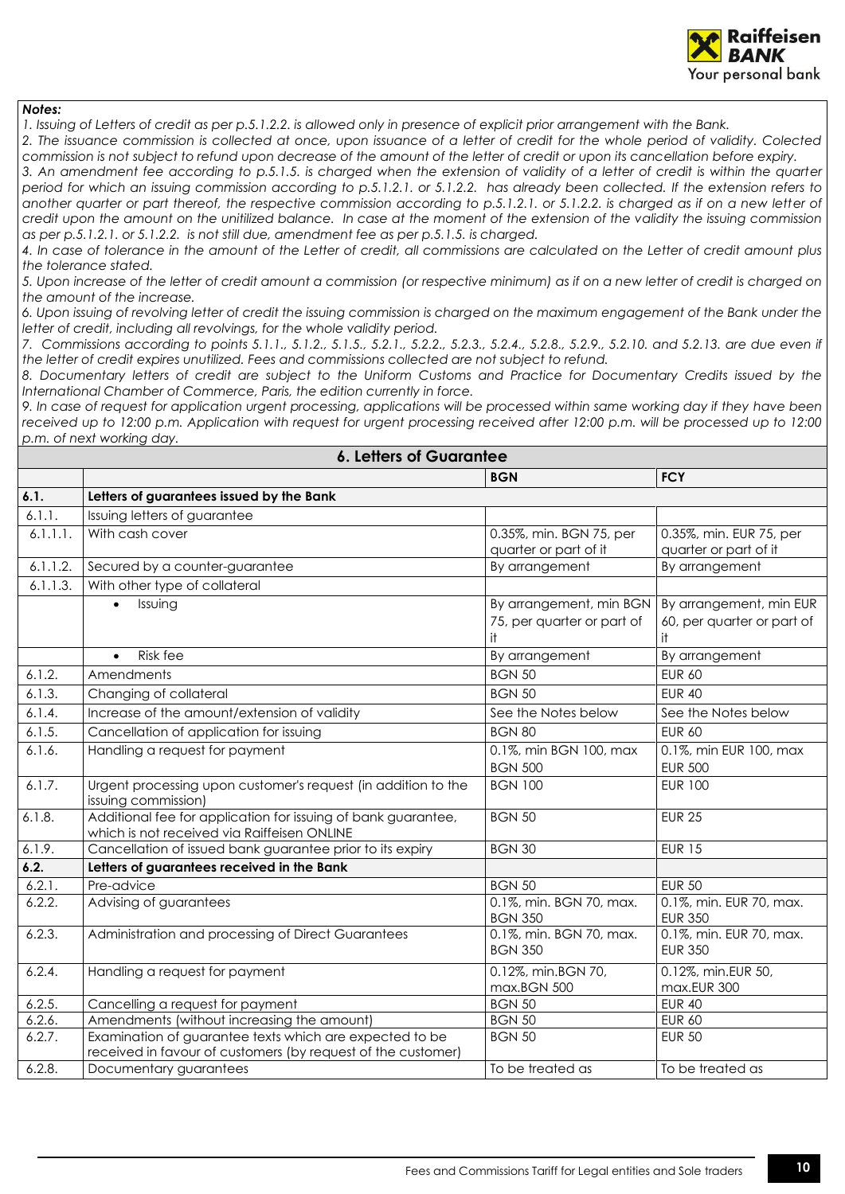***Notes:***

*1. Issuing of Letters of credit as per p.5.1.2.2. is allowed only in presence of explicit prior arrangement with the Bank.*

*2. The issuance commission is collected at once, upon issuance of a letter of credit for the whole period of validity. Colected commission is not subject to refund upon decrease of the amount of the letter of credit or upon its cancellation before expiry.*

*3. An amendment fee according to p.5.1.5. is charged when the extension of validity of a letter of credit is within the quarter period for which an issuing commission according to p.5.1.2.1. or 5.1.2.2. has already been collected. If the extension refers to another quarter or part thereof, the respective commission according to p.5.1.2.1. or 5.1.2.2. is charged as if on a new letter of credit upon the amount on the unitilized balance. In case at the moment of the extension of the validity the issuing commission as per p.5.1.2.1. or 5.1.2.2. is not still due, amendment fee as per p.5.1.5. is charged.*

*4. In case of tolerance in the amount of the Letter of credit, all commissions are calculated on the Letter of credit amount plus the tolerance stated.*

*5. Upon increase of the letter of credit amount a commission (or respective minimum) as if on a new letter of credit is charged on the amount of the increase.*

*6. Upon issuing of revolving letter of credit the issuing commission is charged on the maximum engagement of the Bank under the letter of credit, including all revolvings, for the whole validity period.*

*7. Commissions according to points 5.1.1., 5.1.2., 5.1.5., 5.2.1., 5.2.2., 5.2.3., 5.2.4., 5.2.8., 5.2.9., 5.2.10. and 5.2.13. are due even if the letter of credit expires unutilized. Fees and commissions collected are not subject to refund.*

*8. Documentary letters of credit are subject to the Uniform Customs and Practice for Documentary Credits issued by the International Chamber of Commerce, Paris, the edition currently in force.*

*9. In case of request for application urgent processing, applications will be processed within same working day if they have been received up to 12:00 p.m. Application with request for urgent processing received after 12:00 p.m. will be processed up to 12:00 p.m. of next working day.*

## 6. Letters of Guarantee

| | | BGN | FCY |
|---|---|---|---|
| **6.1.** | **Letters of guarantees issued by the Bank** | | |
| 6.1.1. | Issuing letters of guarantee | | |
| 6.1.1.1. | With cash cover | 0.35%, min. BGN 75, per quarter or part of it | 0.35%, min. EUR 75, per quarter or part of it |
| 6.1.1.2. | Secured by a counter-guarantee | By arrangement | By arrangement |
| 6.1.1.3. | With other type of collateral | | |
| | • Issuing | By arrangement, min BGN 75, per quarter or part of it | By arrangement, min EUR 60, per quarter or part of it |
| | • Risk fee | By arrangement | By arrangement |
| 6.1.2. | Amendments | BGN 50 | EUR 60 |
| 6.1.3. | Changing of collateral | BGN 50 | EUR 40 |
| 6.1.4. | Increase of the amount/extension of validity | See the Notes below | See the Notes below |
| 6.1.5. | Cancellation of application for issuing | BGN 80 | EUR 60 |
| 6.1.6. | Handling a request for payment | 0.1%, min BGN 100, max BGN 500 | 0.1%, min EUR 100, max EUR 500 |
| 6.1.7. | Urgent processing upon customer's request (in addition to the issuing commission) | BGN 100 | EUR 100 |
| 6.1.8. | Additional fee for application for issuing of bank guarantee, which is not received via Raiffeisen ONLINE | BGN 50 | EUR 25 |
| 6.1.9. | Cancellation of issued bank guarantee prior to its expiry | BGN 30 | EUR 15 |
| **6.2.** | **Letters of guarantees received in the Bank** | | |
| 6.2.1. | Pre-advice | BGN 50 | EUR 50 |
| 6.2.2. | Advising of guarantees | 0.1%, min. BGN 70, max. BGN 350 | 0.1%, min. EUR 70, max. EUR 350 |
| 6.2.3. | Administration and processing of Direct Guarantees | 0.1%, min. BGN 70, max. BGN 350 | 0.1%, min. EUR 70, max. EUR 350 |
| 6.2.4. | Handling a request for payment | 0.12%, min.BGN 70, max.BGN 500 | 0.12%, min.EUR 50, max.EUR 300 |
| 6.2.5. | Cancelling a request for payment | BGN 50 | EUR 40 |
| 6.2.6. | Amendments (without increasing the amount) | BGN 50 | EUR 60 |
| 6.2.7. | Examination of guarantee texts which are expected to be received in favour of customers (by request of the customer) | BGN 50 | EUR 50 |
| 6.2.8. | Documentary guarantees | To be treated as | To be treated as |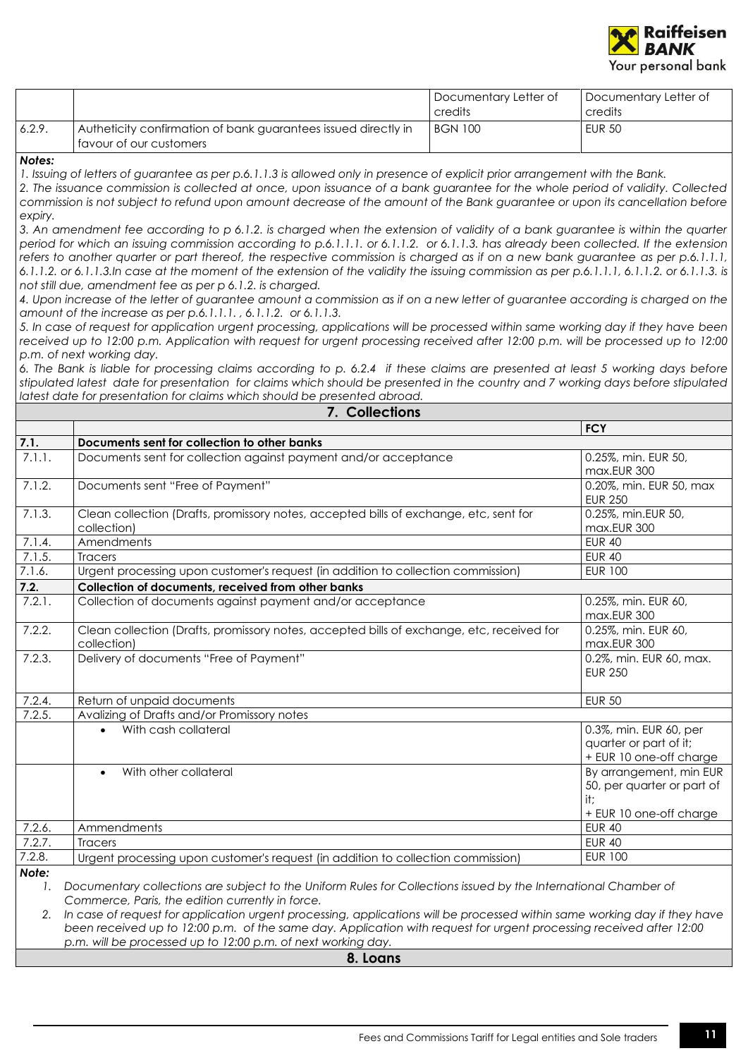| | | Documentary Letter of credits | Documentary Letter of credits |
|---|---|---|---|
| 6.2.9. | Autheticity confirmation of bank guarantees issued directly in favour of our customers | BGN 100 | EUR 50 |

***Notes:***

*1. Issuing of letters of guarantee as per p.6.1.1.3 is allowed only in presence of explicit prior arrangement with the Bank.*

*2. The issuance commission is collected at once, upon issuance of a bank guarantee for the whole period of validity. Collected commission is not subject to refund upon amount decrease of the amount of the Bank guarantee or upon its cancellation before expiry.*

*3. An amendment fee according to p 6.1.2. is charged when the extension of validity of a bank guarantee is within the quarter period for which an issuing commission according to p.6.1.1.1. or 6.1.1.2. or 6.1.1.3. has already been collected. If the extension refers to another quarter or part thereof, the respective commission is charged as if on a new bank guarantee as per p.6.1.1.1, 6.1.1.2. or 6.1.1.3.In case at the moment of the extension of the validity the issuing commission as per p.6.1.1.1, 6.1.1.2. or 6.1.1.3. is not still due, amendment fee as per p 6.1.2. is charged.*

*4. Upon increase of the letter of guarantee amount a commission as if on a new letter of guarantee according is charged on the amount of the increase as per p.6.1.1.1. , 6.1.1.2. or 6.1.1.3.*

*5. In case of request for application urgent processing, applications will be processed within same working day if they have been received up to 12:00 p.m. Application with request for urgent processing received after 12:00 p.m. will be processed up to 12:00 p.m. of next working day.*

*6. The Bank is liable for processing claims according to p. 6.2.4 if these claims are presented at least 5 working days before stipulated latest date for presentation for claims which should be presented in the country and 7 working days before stipulated latest date for presentation for claims which should be presented abroad.*

## 7. Collections

| | | FCY |
|---|---|---|
| **7.1.** | **Documents sent for collection to other banks** | |
| 7.1.1. | Documents sent for collection against payment and/or acceptance | 0.25%, min. EUR 50, max.EUR 300 |
| 7.1.2. | Documents sent "Free of Payment" | 0.20%, min. EUR 50, max EUR 250 |
| 7.1.3. | Clean collection (Drafts, promissory notes, accepted bills of exchange, etc, sent for collection) | 0.25%, min.EUR 50, max.EUR 300 |
| 7.1.4. | Amendments | EUR 40 |
| 7.1.5. | Tracers | EUR 40 |
| 7.1.6. | Urgent processing upon customer's request (in addition to collection commission) | EUR 100 |
| **7.2.** | **Collection of documents, received from other banks** | |
| 7.2.1. | Collection of documents against payment and/or acceptance | 0.25%, min. EUR 60, max.EUR 300 |
| 7.2.2. | Clean collection (Drafts, promissory notes, accepted bills of exchange, etc, received for collection) | 0.25%, min. EUR 60, max.EUR 300 |
| 7.2.3. | Delivery of documents "Free of Payment" | 0.2%, min. EUR 60, max. EUR 250 |
| 7.2.4. | Return of unpaid documents | EUR 50 |
| 7.2.5. | Avalizing of Drafts and/or Promissory notes | |
| | • With cash collateral | 0.3%, min. EUR 60, per quarter or part of it; + EUR 10 one-off charge |
| | • With other collateral | By arrangement, min EUR 50, per quarter or part of it; + EUR 10 one-off charge |
| 7.2.6. | Ammendments | EUR 40 |
| 7.2.7. | Tracers | EUR 40 |
| 7.2.8. | Urgent processing upon customer's request (in addition to collection commission) | EUR 100 |

***Note:***

1. *Documentary collections are subject to the Uniform Rules for Collections issued by the International Chamber of Commerce, Paris, the edition currently in force.*
2. *In case of request for application urgent processing, applications will be processed within same working day if they have been received up to 12:00 p.m. of the same day. Application with request for urgent processing received after 12:00 p.m. will be processed up to 12:00 p.m. of next working day.*

## 8. Loans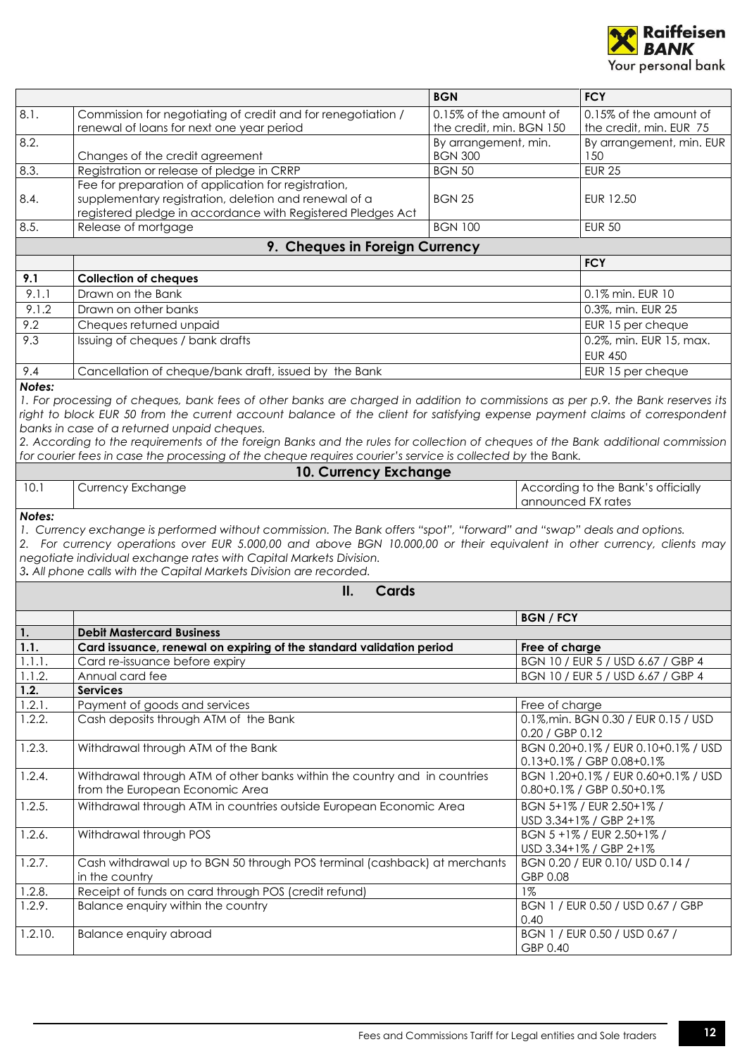| | | BGN | FCY |
|---|---|---|---|
| 8.1. | Commission for negotiating of credit and for renegotiation / renewal of loans for next one year period | 0.15% of the amount of the credit, min. BGN 150 | 0.15% of the amount of the credit, min. EUR 75 |
| 8.2. | Changes of the credit agreement | By arrangement, min. BGN 300 | By arrangement, min. EUR 150 |
| 8.3. | Registration or release of pledge in CRRP | BGN 50 | EUR 25 |
| 8.4. | Fee for preparation of application for registration, supplementary registration, deletion and renewal of a registered pledge in accordance with Registered Pledges Act | BGN 25 | EUR 12.50 |
| 8.5. | Release of mortgage | BGN 100 | EUR 50 |

## 9. Cheques in Foreign Currency

| | | FCY |
|---|---|---|
| **9.1** | **Collection of cheques** | |
| 9.1.1 | Drawn on the Bank | 0.1% min. EUR 10 |
| 9.1.2 | Drawn on other banks | 0.3%, min. EUR 25 |
| 9.2 | Cheques returned unpaid | EUR 15 per cheque |
| 9.3 | Issuing of cheques / bank drafts | 0.2%, min. EUR 15, max. EUR 450 |
| 9.4 | Cancellation of cheque/bank draft, issued by the Bank | EUR 15 per cheque |

***Notes:***

*1. For processing of cheques, bank fees of other banks are charged in addition to commissions as per p.9. the Bank reserves its right to block EUR 50 from the current account balance of the client for satisfying expense payment claims of correspondent banks in case of a returned unpaid cheques.*

*2. According to the requirements of the foreign Banks and the rules for collection of cheques of the Bank additional commission for courier fees in case the processing of the cheque requires courier's service is collected by the Bank.*

## 10. Currency Exchange

| | | |
|---|---|---|
| 10.1 | Currency Exchange | According to the Bank's officially announced FX rates |

***Notes:***

*1. Currency exchange is performed without commission. The Bank offers "spot", "forward" and "swap" deals and options.*

*2. For currency operations over EUR 5.000,00 and above BGN 10.000,00 or their equivalent in other currency, clients may negotiate individual exchange rates with Capital Markets Division.*

*3. All phone calls with the Capital Markets Division are recorded.*

# II. Cards

| | | BGN / FCY |
|---|---|---|
| **1.** | **Debit Mastercard Business** | |
| **1.1.** | **Card issuance, renewal on expiring of the standard validation period** | **Free of charge** |
| 1.1.1. | Card re-issuance before expiry | BGN 10 / EUR 5 / USD 6.67 / GBP 4 |
| 1.1.2. | Annual card fee | BGN 10 / EUR 5 / USD 6.67 / GBP 4 |
| **1.2.** | **Services** | |
| 1.2.1. | Payment of goods and services | Free of charge |
| 1.2.2. | Cash deposits through ATM of the Bank | 0.1%,min. BGN 0.30 / EUR 0.15 / USD 0.20 / GBP 0.12 |
| 1.2.3. | Withdrawal through ATM of the Bank | BGN 0.20+0.1% / EUR 0.10+0.1% / USD 0.13+0.1% / GBP 0.08+0.1% |
| 1.2.4. | Withdrawal through ATM of other banks within the country and in countries from the European Economic Area | BGN 1.20+0.1% / EUR 0.60+0.1% / USD 0.80+0.1% / GBP 0.50+0.1% |
| 1.2.5. | Withdrawal through ATM in countries outside European Economic Area | BGN 5+1% / EUR 2.50+1% / USD 3.34+1% / GBP 2+1% |
| 1.2.6. | Withdrawal through POS | BGN 5 +1% / EUR 2.50+1% / USD 3.34+1% / GBP 2+1% |
| 1.2.7. | Cash withdrawal up to BGN 50 through POS terminal (cashback) at merchants in the country | BGN 0.20 / EUR 0.10/ USD 0.14 / GBP 0.08 |
| 1.2.8. | Receipt of funds on card through POS (credit refund) | 1% |
| 1.2.9. | Balance enquiry within the country | BGN 1 / EUR 0.50 / USD 0.67 / GBP 0.40 |
| 1.2.10. | Balance enquiry abroad | BGN 1 / EUR 0.50 / USD 0.67 / GBP 0.40 |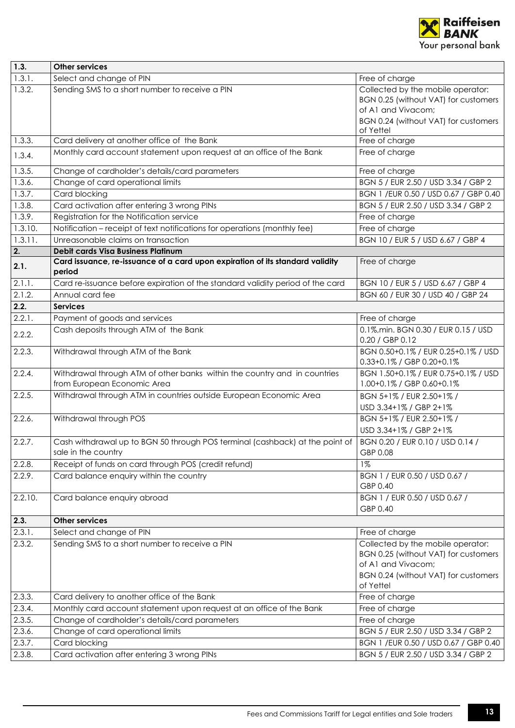| 1.3. | **Other services** | |
|---|---|---|
| 1.3.1. | Select and change of PIN | Free of charge |
| 1.3.2. | Sending SMS to a short number to receive a PIN | Collected by the mobile operator: BGN 0.25 (without VAT) for customers of A1 and Vivacom; BGN 0.24 (without VAT) for customers of Yettel |
| 1.3.3. | Card delivery at another office of the Bank | Free of charge |
| 1.3.4. | Monthly card account statement upon request at an office of the Bank | Free of charge |
| 1.3.5. | Change of cardholder's details/card parameters | Free of charge |
| 1.3.6. | Change of card operational limits | BGN 5 / EUR 2.50 / USD 3.34 / GBP 2 |
| 1.3.7. | Card blocking | BGN 1 /EUR 0.50 / USD 0.67 / GBP 0.40 |
| 1.3.8. | Card activation after entering 3 wrong PINs | BGN 5 / EUR 2.50 / USD 3.34 / GBP 2 |
| 1.3.9. | Registration for the Notification service | Free of charge |
| 1.3.10. | Notification – receipt of text notifications for operations (monthly fee) | Free of charge |
| 1.3.11. | Unreasonable claims on transaction | BGN 10 / EUR 5 / USD 6.67 / GBP 4 |
| **2.** | **Debit cards Visa Business Platinum** | |
| **2.1.** | **Card issuance, re-issuance of a card upon expiration of its standard validity period** | Free of charge |
| 2.1.1. | Card re-issuance before expiration of the standard validity period of the card | BGN 10 / EUR 5 / USD 6.67 / GBP 4 |
| 2.1.2. | Annual card fee | BGN 60 / EUR 30 / USD 40 / GBP 24 |
| **2.2.** | **Services** | |
| 2.2.1. | Payment of goods and services | Free of charge |
| 2.2.2. | Cash deposits through ATM of the Bank | 0.1%,min. BGN 0.30 / EUR 0.15 / USD 0.20 / GBP 0.12 |
| 2.2.3. | Withdrawal through ATM of the Bank | BGN 0.50+0.1% / EUR 0.25+0.1% / USD 0.33+0.1% / GBP 0.20+0.1% |
| 2.2.4. | Withdrawal through ATM of other banks within the country and in countries from European Economic Area | BGN 1.50+0.1% / EUR 0.75+0.1% / USD 1.00+0.1% / GBP 0.60+0.1% |
| 2.2.5. | Withdrawal through ATM in countries outside European Economic Area | BGN 5+1% / EUR 2.50+1% / USD 3.34+1% / GBP 2+1% |
| 2.2.6. | Withdrawal through POS | BGN 5+1% / EUR 2.50+1% / USD 3.34+1% / GBP 2+1% |
| 2.2.7. | Cash withdrawal up to BGN 50 through POS terminal (cashback) at the point of sale in the country | BGN 0.20 / EUR 0.10 / USD 0.14 / GBP 0.08 |
| 2.2.8. | Receipt of funds on card through POS (credit refund) | 1% |
| 2.2.9. | Card balance enquiry within the country | BGN 1 / EUR 0.50 / USD 0.67 / GBP 0.40 |
| 2.2.10. | Card balance enquiry abroad | BGN 1 / EUR 0.50 / USD 0.67 / GBP 0.40 |
| **2.3.** | **Other services** | |
| 2.3.1. | Select and change of PIN | Free of charge |
| 2.3.2. | Sending SMS to a short number to receive a PIN | Collected by the mobile operator: BGN 0.25 (without VAT) for customers of A1 and Vivacom; BGN 0.24 (without VAT) for customers of Yettel |
| 2.3.3. | Card delivery to another office of the Bank | Free of charge |
| 2.3.4. | Monthly card account statement upon request at an office of the Bank | Free of charge |
| 2.3.5. | Change of cardholder's details/card parameters | Free of charge |
| 2.3.6. | Change of card operational limits | BGN 5 / EUR 2.50 / USD 3.34 / GBP 2 |
| 2.3.7. | Card blocking | BGN 1 /EUR 0.50 / USD 0.67 / GBP 0.40 |
| 2.3.8. | Card activation after entering 3 wrong PINs | BGN 5 / EUR 2.50 / USD 3.34 / GBP 2 |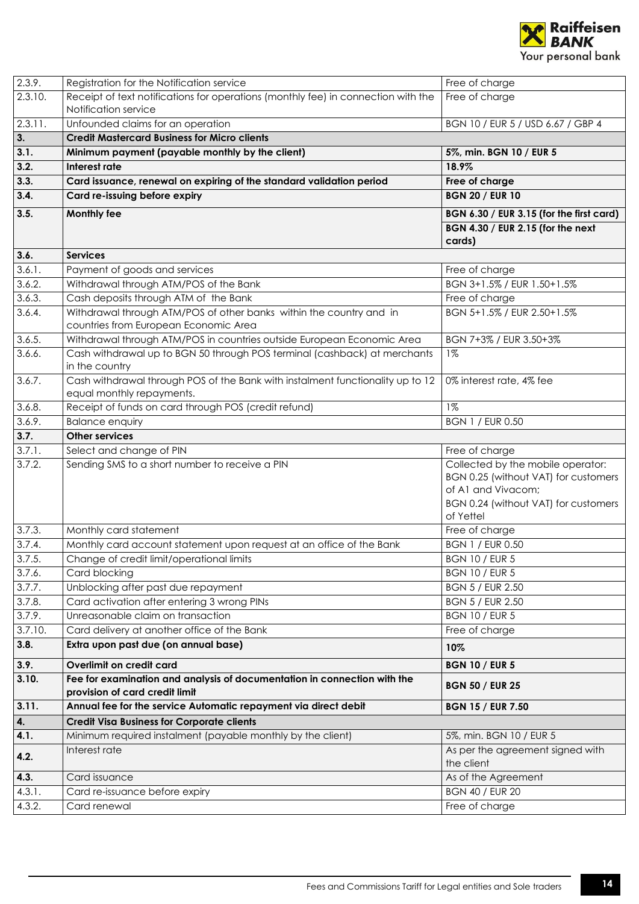| | | |
|---|---|---|
| 2.3.9. | Registration for the Notification service | Free of charge |
| 2.3.10. | Receipt of text notifications for operations (monthly fee) in connection with the Notification service | Free of charge |
| 2.3.11. | Unfounded claims for an operation | BGN 10 / EUR 5 / USD 6.67 / GBP 4 |
| **3.** | **Credit Mastercard Business for Micro clients** | |
| **3.1.** | **Minimum payment (payable monthly by the client)** | **5%, min. BGN 10 / EUR 5** |
| **3.2.** | **Interest rate** | **18.9%** |
| **3.3.** | **Card issuance, renewal on expiring of the standard validation period** | **Free of charge** |
| **3.4.** | **Card re-issuing before expiry** | **BGN 20 / EUR 10** |
| **3.5.** | **Monthly fee** | **BGN 6.30 / EUR 3.15 (for the first card)**<br>**BGN 4.30 / EUR 2.15 (for the next cards)** |
| **3.6.** | **Services** | |
| 3.6.1. | Payment of goods and services | Free of charge |
| 3.6.2. | Withdrawal through ATM/POS of the Bank | BGN 3+1.5% / EUR 1.50+1.5% |
| 3.6.3. | Cash deposits through ATM of the Bank | Free of charge |
| 3.6.4. | Withdrawal through ATM/POS of other banks within the country and in countries from European Economic Area | BGN 5+1.5% / EUR 2.50+1.5% |
| 3.6.5. | Withdrawal through ATM/POS in countries outside European Economic Area | BGN 7+3% / EUR 3.50+3% |
| 3.6.6. | Cash withdrawal up to BGN 50 through POS terminal (cashback) at merchants in the country | 1% |
| 3.6.7. | Cash withdrawal through POS of the Bank with instalment functionality up to 12 equal monthly repayments. | 0% interest rate, 4% fee |
| 3.6.8. | Receipt of funds on card through POS (credit refund) | 1% |
| 3.6.9. | Balance enquiry | BGN 1 / EUR 0.50 |
| **3.7.** | **Other services** | |
| 3.7.1. | Select and change of PIN | Free of charge |
| 3.7.2. | Sending SMS to a short number to receive a PIN | Collected by the mobile operator: BGN 0.25 (without VAT) for customers of A1 and Vivacom;<br>BGN 0.24 (without VAT) for customers of Yettel |
| 3.7.3. | Monthly card statement | Free of charge |
| 3.7.4. | Monthly card account statement upon request at an office of the Bank | BGN 1 / EUR 0.50 |
| 3.7.5. | Change of credit limit/operational limits | BGN 10 / EUR 5 |
| 3.7.6. | Card blocking | BGN 10 / EUR 5 |
| 3.7.7. | Unblocking after past due repayment | BGN 5 / EUR 2.50 |
| 3.7.8. | Card activation after entering 3 wrong PINs | BGN 5 / EUR 2.50 |
| 3.7.9. | Unreasonable claim on transaction | BGN 10 / EUR 5 |
| 3.7.10. | Card delivery at another office of the Bank | Free of charge |
| **3.8.** | **Extra upon past due (on annual base)** | **10%** |
| **3.9.** | **Overlimit on credit card** | **BGN 10 / EUR 5** |
| **3.10.** | **Fee for examination and analysis of documentation in connection with the provision of card credit limit** | **BGN 50 / EUR 25** |
| **3.11.** | **Annual fee for the service Automatic repayment via direct debit** | **BGN 15 / EUR 7.50** |
| **4.** | **Credit Visa Business for Corporate clients** | |
| **4.1.** | Minimum required instalment (payable monthly by the client) | 5%, min. BGN 10 / EUR 5 |
| **4.2.** | Interest rate | As per the agreement signed with the client |
| **4.3.** | Card issuance | As of the Agreement |
| 4.3.1. | Card re-issuance before expiry | BGN 40 / EUR 20 |
| 4.3.2. | Card renewal | Free of charge |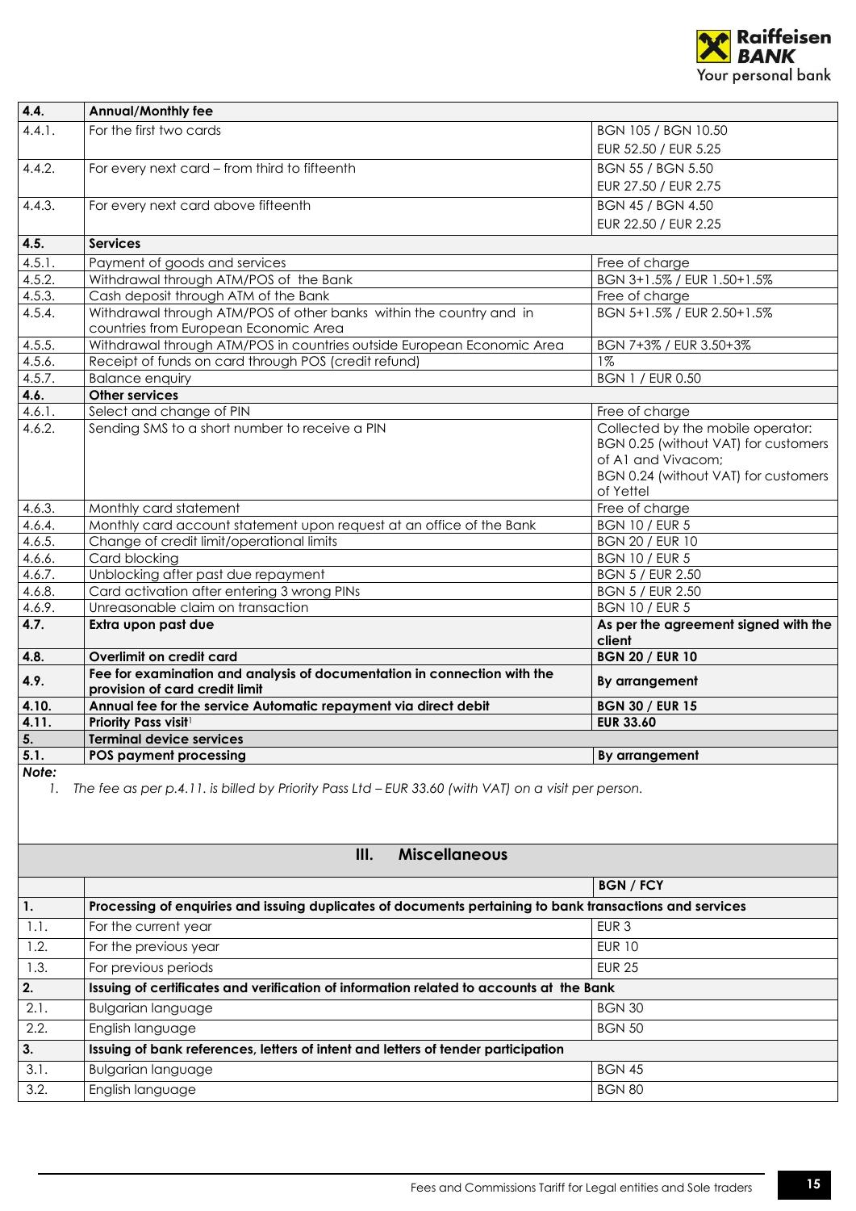| | | |
|---|---|---|
| **4.4.** | **Annual/Monthly fee** | |
| 4.4.1. | For the first two cards | BGN 105 / BGN 10.50<br>EUR 52.50 / EUR 5.25 |
| 4.4.2. | For every next card – from third to fifteenth | BGN 55 / BGN 5.50<br>EUR 27.50 / EUR 2.75 |
| 4.4.3. | For every next card above fifteenth | BGN 45 / BGN 4.50<br>EUR 22.50 / EUR 2.25 |
| **4.5.** | **Services** | |
| 4.5.1. | Payment of goods and services | Free of charge |
| 4.5.2. | Withdrawal through ATM/POS of the Bank | BGN 3+1.5% / EUR 1.50+1.5% |
| 4.5.3. | Cash deposit through ATM of the Bank | Free of charge |
| 4.5.4. | Withdrawal through ATM/POS of other banks within the country and in countries from European Economic Area | BGN 5+1.5% / EUR 2.50+1.5% |
| 4.5.5. | Withdrawal through ATM/POS in countries outside European Economic Area | BGN 7+3% / EUR 3.50+3% |
| 4.5.6. | Receipt of funds on card through POS (credit refund) | 1% |
| 4.5.7. | Balance enquiry | BGN 1 / EUR 0.50 |
| **4.6.** | **Other services** | |
| 4.6.1. | Select and change of PIN | Free of charge |
| 4.6.2. | Sending SMS to a short number to receive a PIN | Collected by the mobile operator: BGN 0.25 (without VAT) for customers of A1 and Vivacom; BGN 0.24 (without VAT) for customers of Yettel |
| 4.6.3. | Monthly card statement | Free of charge |
| 4.6.4. | Monthly card account statement upon request at an office of the Bank | BGN 10 / EUR 5 |
| 4.6.5. | Change of credit limit/operational limits | BGN 20 / EUR 10 |
| 4.6.6. | Card blocking | BGN 10 / EUR 5 |
| 4.6.7. | Unblocking after past due repayment | BGN 5 / EUR 2.50 |
| 4.6.8. | Card activation after entering 3 wrong PINs | BGN 5 / EUR 2.50 |
| 4.6.9. | Unreasonable claim on transaction | BGN 10 / EUR 5 |
| **4.7.** | **Extra upon past due** | **As per the agreement signed with the client** |
| **4.8.** | **Overlimit on credit card** | **BGN 20 / EUR 10** |
| **4.9.** | **Fee for examination and analysis of documentation in connection with the provision of card credit limit** | **By arrangement** |
| **4.10.** | **Annual fee for the service Automatic repayment via direct debit** | **BGN 30 / EUR 15** |
| **4.11.** | **Priority Pass visit**[1] | **EUR 33.60** |
| **5.** | **Terminal device services** | |
| **5.1.** | **POS payment processing** | **By arrangement** |

***Note:***

1. *The fee as per p.4.11. is billed by Priority Pass Ltd – EUR 33.60 (with VAT) on a visit per person.*

## III. Miscellaneous

| | | **BGN / FCY** |
|---|---|---|
| **1.** | **Processing of enquiries and issuing duplicates of documents pertaining to bank transactions and services** | |
| 1.1. | For the current year | EUR 3 |
| 1.2. | For the previous year | EUR 10 |
| 1.3. | For previous periods | EUR 25 |
| **2.** | **Issuing of certificates and verification of information related to accounts at the Bank** | |
| 2.1. | Bulgarian language | BGN 30 |
| 2.2. | English language | BGN 50 |
| **3.** | **Issuing of bank references, letters of intent and letters of tender participation** | |
| 3.1. | Bulgarian language | BGN 45 |
| 3.2. | English language | BGN 80 |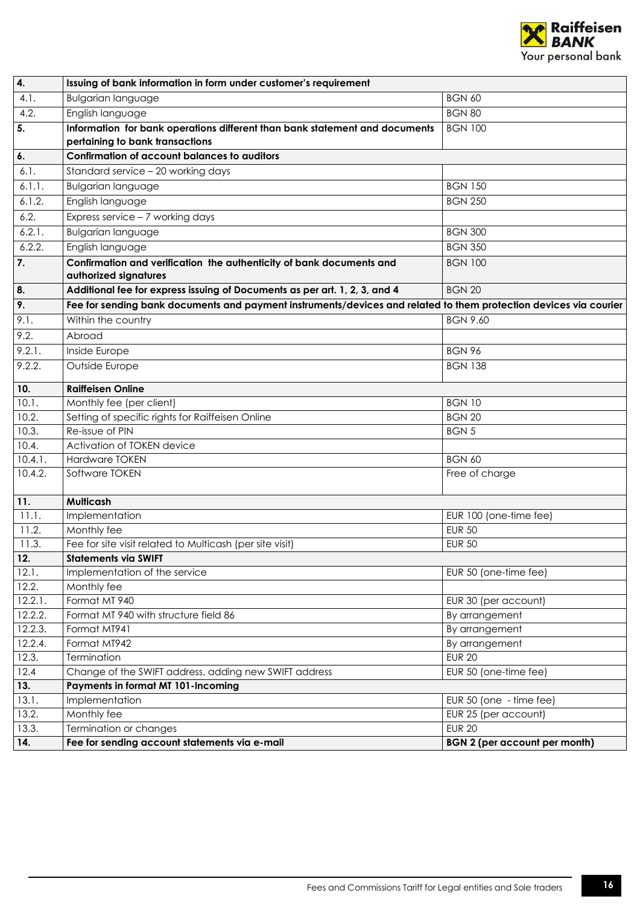| | | |
|---|---|---|
| **4.** | **Issuing of bank information in form under customer's requirement** | |
| 4.1. | Bulgarian language | BGN 60 |
| 4.2. | English language | BGN 80 |
| **5.** | **Information for bank operations different than bank statement and documents pertaining to bank transactions** | BGN 100 |
| **6.** | **Confirmation of account balances to auditors** | |
| 6.1. | Standard service – 20 working days | |
| 6.1.1. | Bulgarian language | BGN 150 |
| 6.1.2. | English language | BGN 250 |
| 6.2. | Express service – 7 working days | |
| 6.2.1. | Bulgarian language | BGN 300 |
| 6.2.2. | English language | BGN 350 |
| **7.** | **Confirmation and verification the authenticity of bank documents and authorized signatures** | BGN 100 |
| **8.** | **Additional fee for express issuing of Documents as per art. 1, 2, 3, and 4** | BGN 20 |
| **9.** | **Fee for sending bank documents and payment instruments/devices and related to them protection devices via courier** | |
| 9.1. | Within the country | BGN 9.60 |
| 9.2. | Abroad | |
| 9.2.1. | Inside Europe | BGN 96 |
| 9.2.2. | Outside Europe | BGN 138 |
| **10.** | **Raiffeisen Online** | |
| 10.1. | Monthly fee (per client) | BGN 10 |
| 10.2. | Setting of specific rights for Raiffeisen Online | BGN 20 |
| 10.3. | Re-issue of PIN | BGN 5 |
| 10.4. | Activation of TOKEN device | |
| 10.4.1. | Hardware TOKEN | BGN 60 |
| 10.4.2. | Software TOKEN | Free of charge |
| **11.** | **Multicash** | |
| 11.1. | Implementation | EUR 100 (one-time fee) |
| 11.2. | Monthly fee | EUR 50 |
| 11.3. | Fee for site visit related to Multicash (per site visit) | EUR 50 |
| **12.** | **Statements via SWIFT** | |
| 12.1. | Implementation of the service | EUR 50 (one-time fee) |
| 12.2. | Monthly fee | |
| 12.2.1. | Format MT 940 | EUR 30 (per account) |
| 12.2.2. | Format MT 940 with structure field 86 | By arrangement |
| 12.2.3. | Format MT941 | By arrangement |
| 12.2.4. | Format MT942 | By arrangement |
| 12.3. | Termination | EUR 20 |
| 12.4 | Change of the SWIFT address, adding new SWIFT address | EUR 50 (one-time fee) |
| **13.** | **Payments in format MT 101-Incoming** | |
| 13.1. | Implementation | EUR 50 (one - time fee) |
| 13.2. | Monthly fee | EUR 25 (per account) |
| 13.3. | Termination or changes | EUR 20 |
| **14.** | **Fee for sending account statements via e-mail** | **BGN 2 (per account per month)** |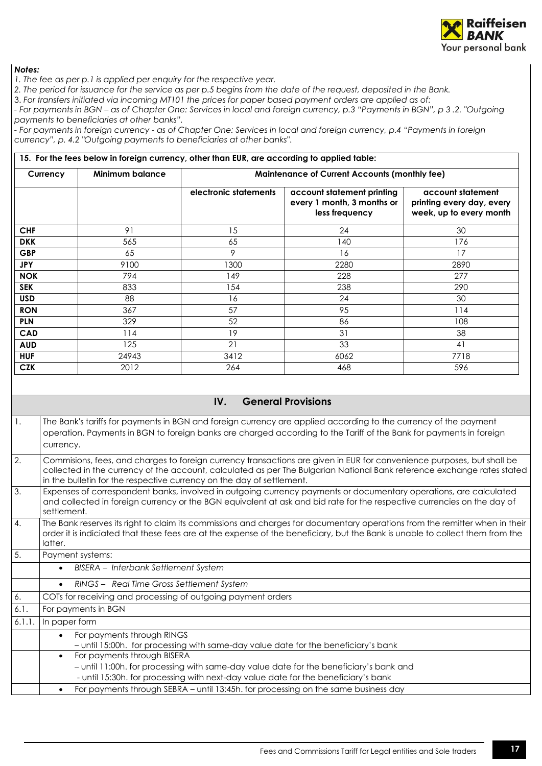***Notes:***

*1. The fee as per p.1 is applied per enquiry for the respective year.*

*2. The period for issuance for the service as per p.5 begins from the date of the request, deposited in the Bank.*

3. *For transfers initiated via incoming MT101 the prices for paper based payment orders are applied as of:*

*- For payments in BGN – as of Chapter One: Services in local and foreign currency, p.3 "Payments in BGN", p 3 .2. "Outgoing payments to beneficiaries at other banks".*

*- For payments in foreign currency - as of Chapter One: Services in local and foreign currency, p.4 "Payments in foreign currency", p. 4.2 "Outgoing payments to beneficiaries at other banks".*

**15. For the fees below in foreign currency, other than EUR, are according to applied table:**

| Currency | Minimum balance | Maintenance of Current Accounts (monthly fee) | | |
|---|---|---|---|---|
| | | electronic statements | account statement printing every 1 month, 3 months or less frequency | account statement printing every day, every week, up to every month |
| **CHF** | 91 | 15 | 24 | 30 |
| **DKK** | 565 | 65 | 140 | 176 |
| **GBP** | 65 | 9 | 16 | 17 |
| **JPY** | 9100 | 1300 | 2280 | 2890 |
| **NOK** | 794 | 149 | 228 | 277 |
| **SEK** | 833 | 154 | 238 | 290 |
| **USD** | 88 | 16 | 24 | 30 |
| **RON** | 367 | 57 | 95 | 114 |
| **PLN** | 329 | 52 | 86 | 108 |
| **CAD** | 114 | 19 | 31 | 38 |
| **AUD** | 125 | 21 | 33 | 41 |
| **HUF** | 24943 | 3412 | 6062 | 7718 |
| **CZK** | 2012 | 264 | 468 | 596 |

## IV. General Provisions

| | |
|---|---|
| 1. | The Bank's tariffs for payments in BGN and foreign currency are applied according to the currency of the payment operation. Payments in BGN to foreign banks are charged according to the Tariff of the Bank for payments in foreign currency. |
| 2. | Commisions, fees, and charges to foreign currency transactions are given in EUR for convenience purposes, but shall be collected in the currency of the account, calculated as per The Bulgarian National Bank reference exchange rates stated in the bulletin for the respective currency on the day of settlement. |
| 3. | Expenses of correspondent banks, involved in outgoing currency payments or documentary operations, are calculated and collected in foreign currency or the BGN equivalent at ask and bid rate for the respective currencies on the day of settlement. |
| 4. | The Bank reserves its right to claim its commissions and charges for documentary operations from the remitter when in their order it is indicated that these fees are at the expense of the beneficiary, but the Bank is unable to collect them from the latter. |
| 5. | Payment systems: |
| | • *BISERA – Interbank Settlement System* |
| | • *RINGS – Real Time Gross Settlement System* |
| 6. | COTs for receiving and processing of outgoing payment orders |
| 6.1. | For payments in BGN |
| 6.1.1. | In paper form |
| | • For payments through RINGS<br>– until 15:00h. for processing with same-day value date for the beneficiary's bank |
| | • For payments through BISERA<br>– until 11:00h. for processing with same-day value date for the beneficiary's bank and<br>- until 15:30h. for processing with next-day value date for the beneficiary's bank |
| | • For payments through SEBRA – until 13:45h. for processing on the same business day |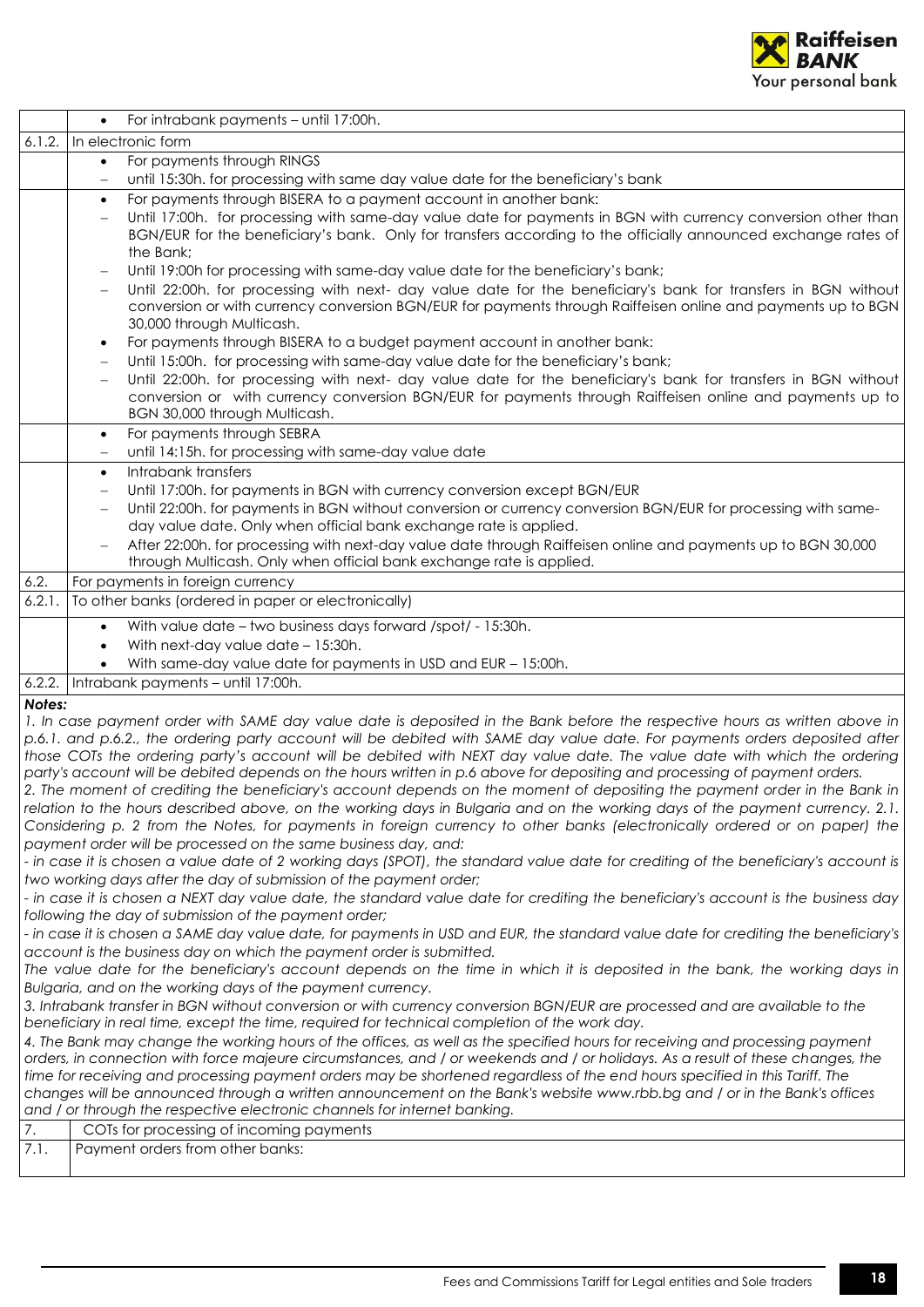| | |
|---|---|
| | • For intrabank payments – until 17:00h. |
| 6.1.2. | In electronic form |
| | • For payments through RINGS<br>– until 15:30h. for processing with same day value date for the beneficiary's bank |
| | • For payments through BISERA to a payment account in another bank:<br>– Until 17:00h. for processing with same-day value date for payments in BGN with currency conversion other than BGN/EUR for the beneficiary's bank. Only for transfers according to the officially announced exchange rates of the Bank;<br>– Until 19:00h for processing with same-day value date for the beneficiary's bank;<br>– Until 22:00h. for processing with next- day value date for the beneficiary's bank for transfers in BGN without conversion or with currency conversion BGN/EUR for payments through Raiffeisen online and payments up to BGN 30,000 through Multicash.<br>• For payments through BISERA to a budget payment account in another bank:<br>– Until 15:00h. for processing with same-day value date for the beneficiary's bank;<br>– Until 22:00h. for processing with next- day value date for the beneficiary's bank for transfers in BGN without conversion or with currency conversion BGN/EUR for payments through Raiffeisen online and payments up to BGN 30,000 through Multicash. |
| | • For payments through SEBRA<br>– until 14:15h. for processing with same-day value date |
| | • Intrabank transfers<br>– Until 17:00h. for payments in BGN with currency conversion except BGN/EUR<br>– Until 22:00h. for payments in BGN without conversion or currency conversion BGN/EUR for processing with same-day value date. Only when official bank exchange rate is applied.<br>– After 22:00h. for processing with next-day value date through Raiffeisen online and payments up to BGN 30,000 through Multicash. Only when official bank exchange rate is applied. |
| 6.2. | For payments in foreign currency |
| 6.2.1. | To other banks (ordered in paper or electronically) |
| | • With value date – two business days forward /spot/ - 15:30h.<br>• With next-day value date – 15:30h.<br>• With same-day value date for payments in USD and EUR – 15:00h. |
| 6.2.2. | Intrabank payments – until 17:00h. |

***Notes:***

*1. In case payment order with SAME day value date is deposited in the Bank before the respective hours as written above in p.6.1. and p.6.2., the ordering party account will be debited with SAME day value date. For payments orders deposited after those COTs the ordering party's account will be debited with NEXT day value date. The value date with which the ordering party's account will be debited depends on the hours written in p.6 above for depositing and processing of payment orders.*

*2. The moment of crediting the beneficiary's account depends on the moment of depositing the payment order in the Bank in relation to the hours described above, on the working days in Bulgaria and on the working days of the payment currency. 2.1. Considering p. 2 from the Notes, for payments in foreign currency to other banks (electronically ordered or on paper) the payment order will be processed on the same business day, and:*

*- in case it is chosen a value date of 2 working days (SPOT), the standard value date for crediting of the beneficiary's account is two working days after the day of submission of the payment order;*

*- in case it is chosen a NEXT day value date, the standard value date for crediting the beneficiary's account is the business day following the day of submission of the payment order;*

*- in case it is chosen a SAME day value date, for payments in USD and EUR, the standard value date for crediting the beneficiary's account is the business day on which the payment order is submitted.*

*The value date for the beneficiary's account depends on the time in which it is deposited in the bank, the working days in Bulgaria, and on the working days of the payment currency.*

*3. Intrabank transfer in BGN without conversion or with currency conversion BGN/EUR are processed and are available to the beneficiary in real time, except the time, required for technical completion of the work day.*

*4. The Bank may change the working hours of the offices, as well as the specified hours for receiving and processing payment orders, in connection with force majeure circumstances, and / or weekends and / or holidays. As a result of these changes, the time for receiving and processing payment orders may be shortened regardless of the end hours specified in this Tariff. The changes will be announced through a written announcement on the Bank's website www.rbb.bg and / or in the Bank's offices and / or through the respective electronic channels for internet banking.*

| | |
|---|---|
| 7. | COTs for processing of incoming payments |
| 7.1. | Payment orders from other banks: |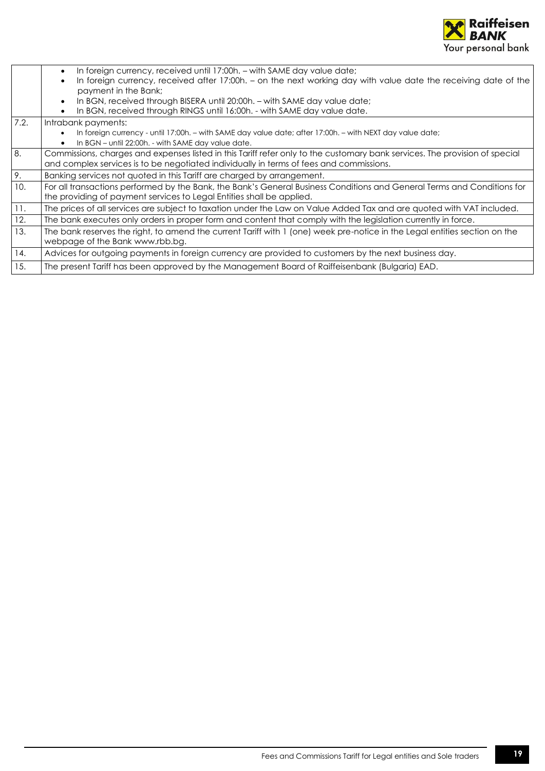| | |
|---|---|
| | • In foreign currency, received until 17:00h. – with SAME day value date;<br>• In foreign currency, received after 17:00h. – on the next working day with value date the receiving date of the payment in the Bank;<br>• In BGN, received through BISERA until 20:00h. – with SAME day value date;<br>• In BGN, received through RINGS until 16:00h. - with SAME day value date. |
| 7.2. | Intrabank payments:<br>• In foreign currency - until 17:00h. – with SAME day value date; after 17:00h. – with NEXT day value date;<br>• In BGN – until 22:00h. - with SAME day value date. |
| 8. | Commissions, charges and expenses listed in this Tariff refer only to the customary bank services. The provision of special and complex services is to be negotiated individually in terms of fees and commissions. |
| 9. | Banking services not quoted in this Tariff are charged by arrangement. |
| 10. | For all transactions performed by the Bank, the Bank's General Business Conditions and General Terms and Conditions for the providing of payment services to Legal Entities shall be applied. |
| 11. | The prices of all services are subject to taxation under the Law on Value Added Tax and are quoted with VAT included. |
| 12. | The bank executes only orders in proper form and content that comply with the legislation currently in force. |
| 13. | The bank reserves the right, to amend the current Tariff with 1 (one) week pre-notice in the Legal entities section on the webpage of the Bank www.rbb.bg. |
| 14. | Advices for outgoing payments in foreign currency are provided to customers by the next business day. |
| 15. | The present Tariff has been approved by the Management Board of Raiffeisenbank (Bulgaria) EAD. |